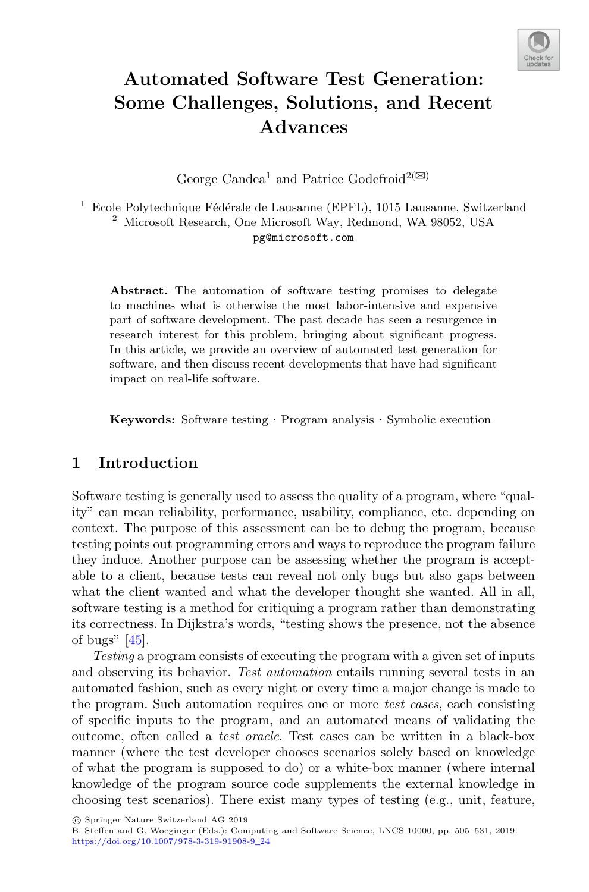# Automated Software Test Generation: Some Challenges, Solutions, and Recent Advances

George Candea[1] and Patrice Godefroid[2(✉)]

[1] Ecole Polytechnique Fédérale de Lausanne (EPFL), 1015 Lausanne, Switzerland
[2] Microsoft Research, One Microsoft Way, Redmond, WA 98052, USA
pg@microsoft.com

**Abstract.** The automation of software testing promises to delegate to machines what is otherwise the most labor-intensive and expensive part of software development. The past decade has seen a resurgence in research interest for this problem, bringing about significant progress. In this article, we provide an overview of automated test generation for software, and then discuss recent developments that have had significant impact on real-life software.

**Keywords:** Software testing · Program analysis · Symbolic execution

## 1 Introduction

Software testing is generally used to assess the quality of a program, where "quality" can mean reliability, performance, usability, compliance, etc. depending on context. The purpose of this assessment can be to debug the program, because testing points out programming errors and ways to reproduce the program failure they induce. Another purpose can be assessing whether the program is acceptable to a client, because tests can reveal not only bugs but also gaps between what the client wanted and what the developer thought she wanted. All in all, software testing is a method for critiquing a program rather than demonstrating its correctness. In Dijkstra's words, "testing shows the presence, not the absence of bugs" [45].

*Testing* a program consists of executing the program with a given set of inputs and observing its behavior. *Test automation* entails running several tests in an automated fashion, such as every night or every time a major change is made to the program. Such automation requires one or more *test cases*, each consisting of specific inputs to the program, and an automated means of validating the outcome, often called a *test oracle*. Test cases can be written in a black-box manner (where the test developer chooses scenarios solely based on knowledge of what the program is supposed to do) or a white-box manner (where internal knowledge of the program source code supplements the external knowledge in choosing test scenarios). There exist many types of testing (e.g., unit, feature,

© Springer Nature Switzerland AG 2019
B. Steffen and G. Woeginger (Eds.): Computing and Software Science, LNCS 10000, pp. 505–531, 2019.
https://doi.org/10.1007/978-3-319-91908-9_24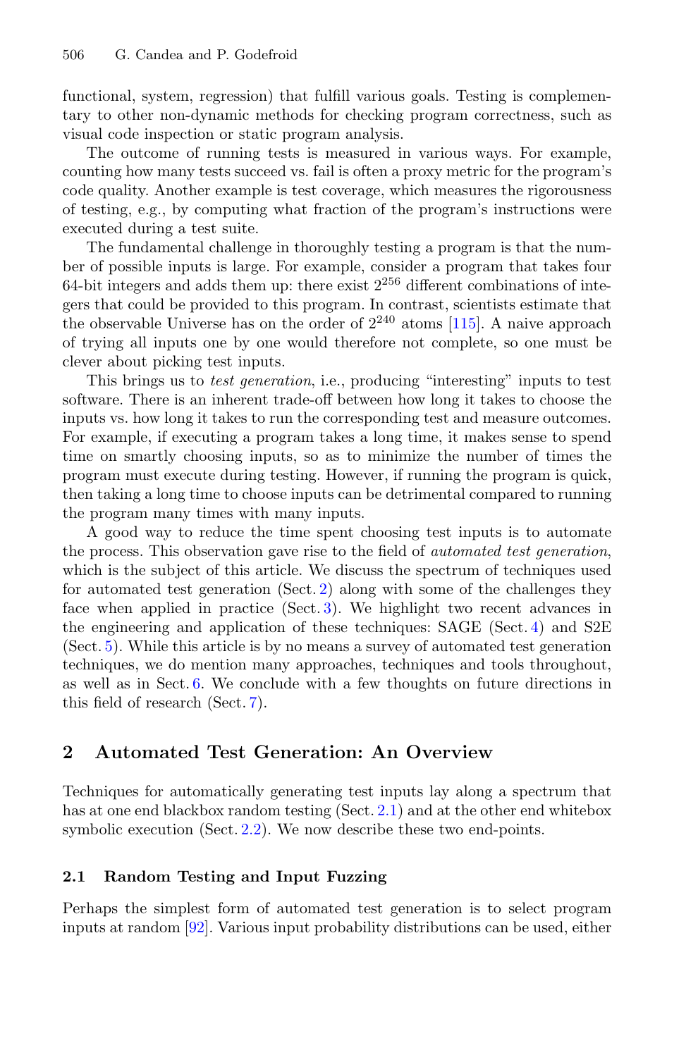functional, system, regression) that fulfill various goals. Testing is complementary to other non-dynamic methods for checking program correctness, such as visual code inspection or static program analysis.

The outcome of running tests is measured in various ways. For example, counting how many tests succeed vs. fail is often a proxy metric for the program's code quality. Another example is test coverage, which measures the rigorousness of testing, e.g., by computing what fraction of the program's instructions were executed during a test suite.

The fundamental challenge in thoroughly testing a program is that the number of possible inputs is large. For example, consider a program that takes four 64-bit integers and adds them up: there exist $2^{256}$ different combinations of integers that could be provided to this program. In contrast, scientists estimate that the observable Universe has on the order of $2^{240}$ atoms [115]. A naive approach of trying all inputs one by one would therefore not complete, so one must be clever about picking test inputs.

This brings us to *test generation*, i.e., producing "interesting" inputs to test software. There is an inherent trade-off between how long it takes to choose the inputs vs. how long it takes to run the corresponding test and measure outcomes. For example, if executing a program takes a long time, it makes sense to spend time on smartly choosing inputs, so as to minimize the number of times the program must execute during testing. However, if running the program is quick, then taking a long time to choose inputs can be detrimental compared to running the program many times with many inputs.

A good way to reduce the time spent choosing test inputs is to automate the process. This observation gave rise to the field of *automated test generation*, which is the subject of this article. We discuss the spectrum of techniques used for automated test generation (Sect. 2) along with some of the challenges they face when applied in practice (Sect. 3). We highlight two recent advances in the engineering and application of these techniques: SAGE (Sect. 4) and S2E (Sect. 5). While this article is by no means a survey of automated test generation techniques, we do mention many approaches, techniques and tools throughout, as well as in Sect. 6. We conclude with a few thoughts on future directions in this field of research (Sect. 7).

## 2 Automated Test Generation: An Overview

Techniques for automatically generating test inputs lay along a spectrum that has at one end blackbox random testing (Sect. 2.1) and at the other end whitebox symbolic execution (Sect. 2.2). We now describe these two end-points.

### 2.1 Random Testing and Input Fuzzing

Perhaps the simplest form of automated test generation is to select program inputs at random [92]. Various input probability distributions can be used, either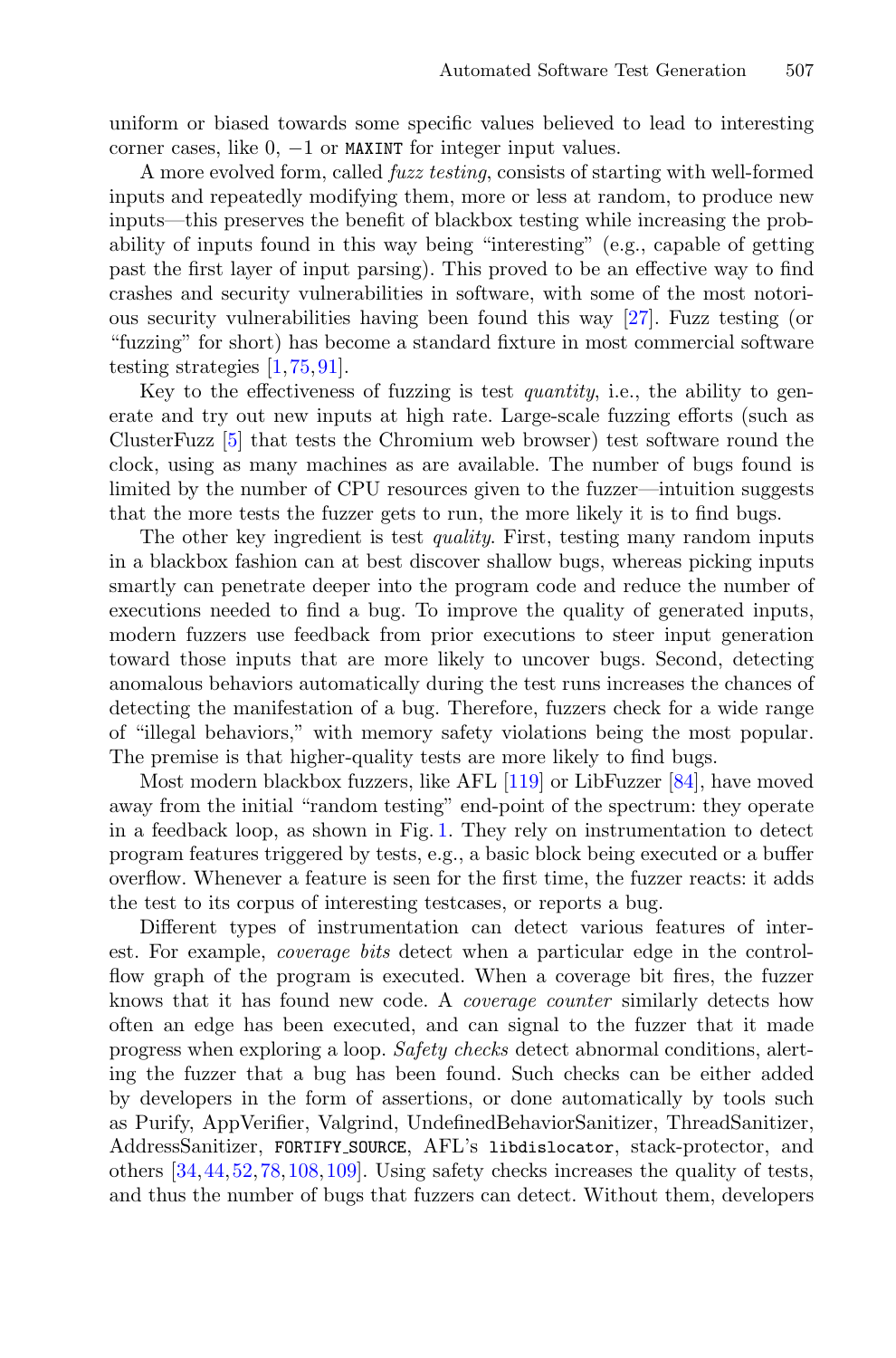uniform or biased towards some specific values believed to lead to interesting corner cases, like 0, −1 or `MAXINT` for integer input values.

A more evolved form, called *fuzz testing*, consists of starting with well-formed inputs and repeatedly modifying them, more or less at random, to produce new inputs—this preserves the benefit of blackbox testing while increasing the probability of inputs found in this way being "interesting" (e.g., capable of getting past the first layer of input parsing). This proved to be an effective way to find crashes and security vulnerabilities in software, with some of the most notorious security vulnerabilities having been found this way [27]. Fuzz testing (or "fuzzing" for short) has become a standard fixture in most commercial software testing strategies [1,75,91].

Key to the effectiveness of fuzzing is test *quantity*, i.e., the ability to generate and try out new inputs at high rate. Large-scale fuzzing efforts (such as ClusterFuzz [5] that tests the Chromium web browser) test software round the clock, using as many machines as are available. The number of bugs found is limited by the number of CPU resources given to the fuzzer—intuition suggests that the more tests the fuzzer gets to run, the more likely it is to find bugs.

The other key ingredient is test *quality*. First, testing many random inputs in a blackbox fashion can at best discover shallow bugs, whereas picking inputs smartly can penetrate deeper into the program code and reduce the number of executions needed to find a bug. To improve the quality of generated inputs, modern fuzzers use feedback from prior executions to steer input generation toward those inputs that are more likely to uncover bugs. Second, detecting anomalous behaviors automatically during the test runs increases the chances of detecting the manifestation of a bug. Therefore, fuzzers check for a wide range of "illegal behaviors," with memory safety violations being the most popular. The premise is that higher-quality tests are more likely to find bugs.

Most modern blackbox fuzzers, like AFL [119] or LibFuzzer [84], have moved away from the initial "random testing" end-point of the spectrum: they operate in a feedback loop, as shown in Fig. 1. They rely on instrumentation to detect program features triggered by tests, e.g., a basic block being executed or a buffer overflow. Whenever a feature is seen for the first time, the fuzzer reacts: it adds the test to its corpus of interesting testcases, or reports a bug.

Different types of instrumentation can detect various features of interest. For example, *coverage bits* detect when a particular edge in the control-flow graph of the program is executed. When a coverage bit fires, the fuzzer knows that it has found new code. A *coverage counter* similarly detects how often an edge has been executed, and can signal to the fuzzer that it made progress when exploring a loop. *Safety checks* detect abnormal conditions, alerting the fuzzer that a bug has been found. Such checks can be either added by developers in the form of assertions, or done automatically by tools such as Purify, AppVerifier, Valgrind, UndefinedBehaviorSanitizer, ThreadSanitizer, AddressSanitizer, `FORTIFY_SOURCE`, AFL's `libdislocator`, stack-protector, and others [34,44,52,78,108,109]. Using safety checks increases the quality of tests, and thus the number of bugs that fuzzers can detect. Without them, developers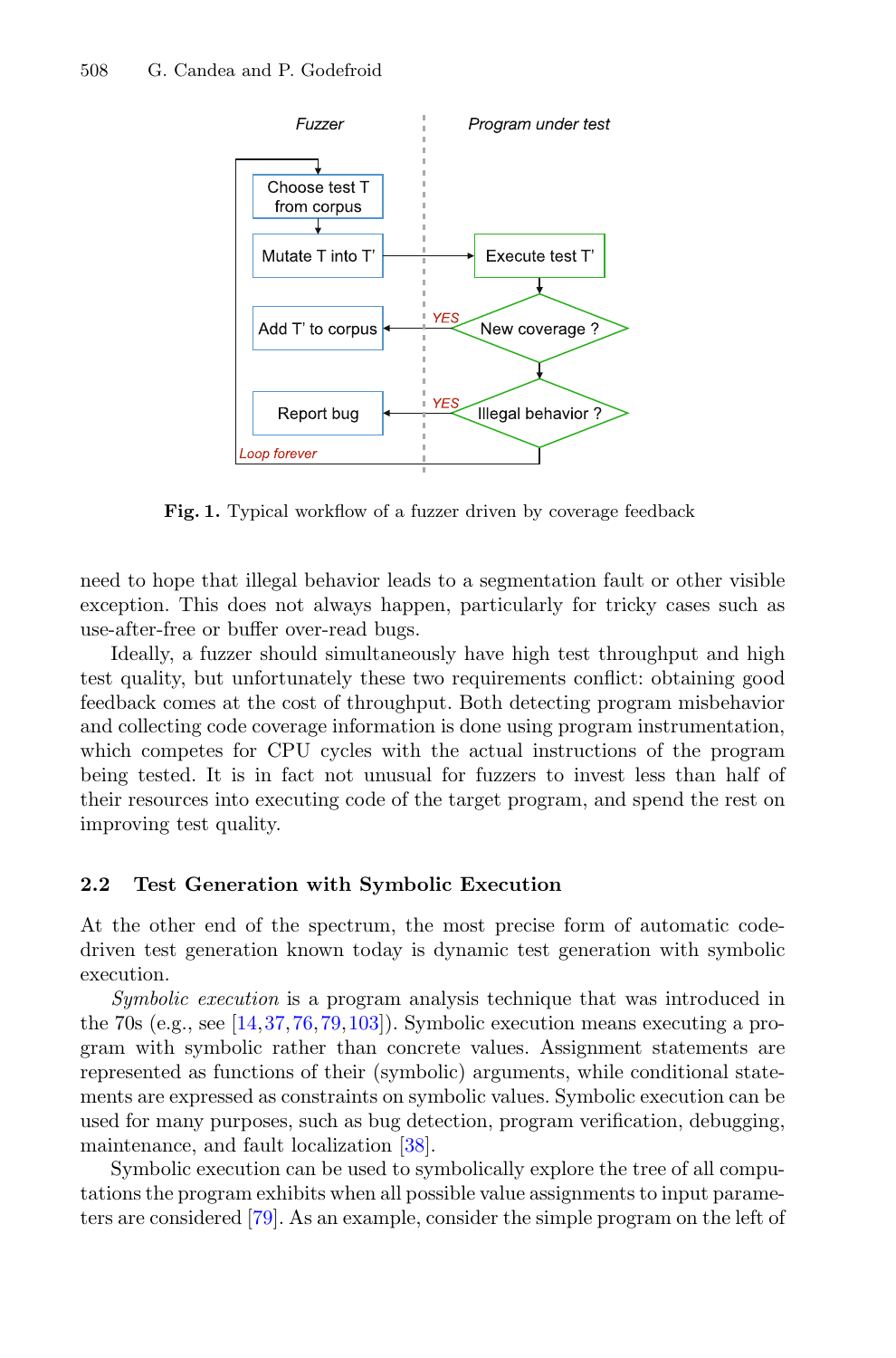Fig. 1. Typical workflow of a fuzzer driven by coverage feedback

need to hope that illegal behavior leads to a segmentation fault or other visible exception. This does not always happen, particularly for tricky cases such as use-after-free or buffer over-read bugs.

Ideally, a fuzzer should simultaneously have high test throughput and high test quality, but unfortunately these two requirements conflict: obtaining good feedback comes at the cost of throughput. Both detecting program misbehavior and collecting code coverage information is done using program instrumentation, which competes for CPU cycles with the actual instructions of the program being tested. It is in fact not unusual for fuzzers to invest less than half of their resources into executing code of the target program, and spend the rest on improving test quality.

### 2.2 Test Generation with Symbolic Execution

At the other end of the spectrum, the most precise form of automatic code-driven test generation known today is dynamic test generation with symbolic execution.

*Symbolic execution* is a program analysis technique that was introduced in the 70s (e.g., see [14,37,76,79,103]). Symbolic execution means executing a program with symbolic rather than concrete values. Assignment statements are represented as functions of their (symbolic) arguments, while conditional statements are expressed as constraints on symbolic values. Symbolic execution can be used for many purposes, such as bug detection, program verification, debugging, maintenance, and fault localization [38].

Symbolic execution can be used to symbolically explore the tree of all computations the program exhibits when all possible value assignments to input parameters are considered [79]. As an example, consider the simple program on the left of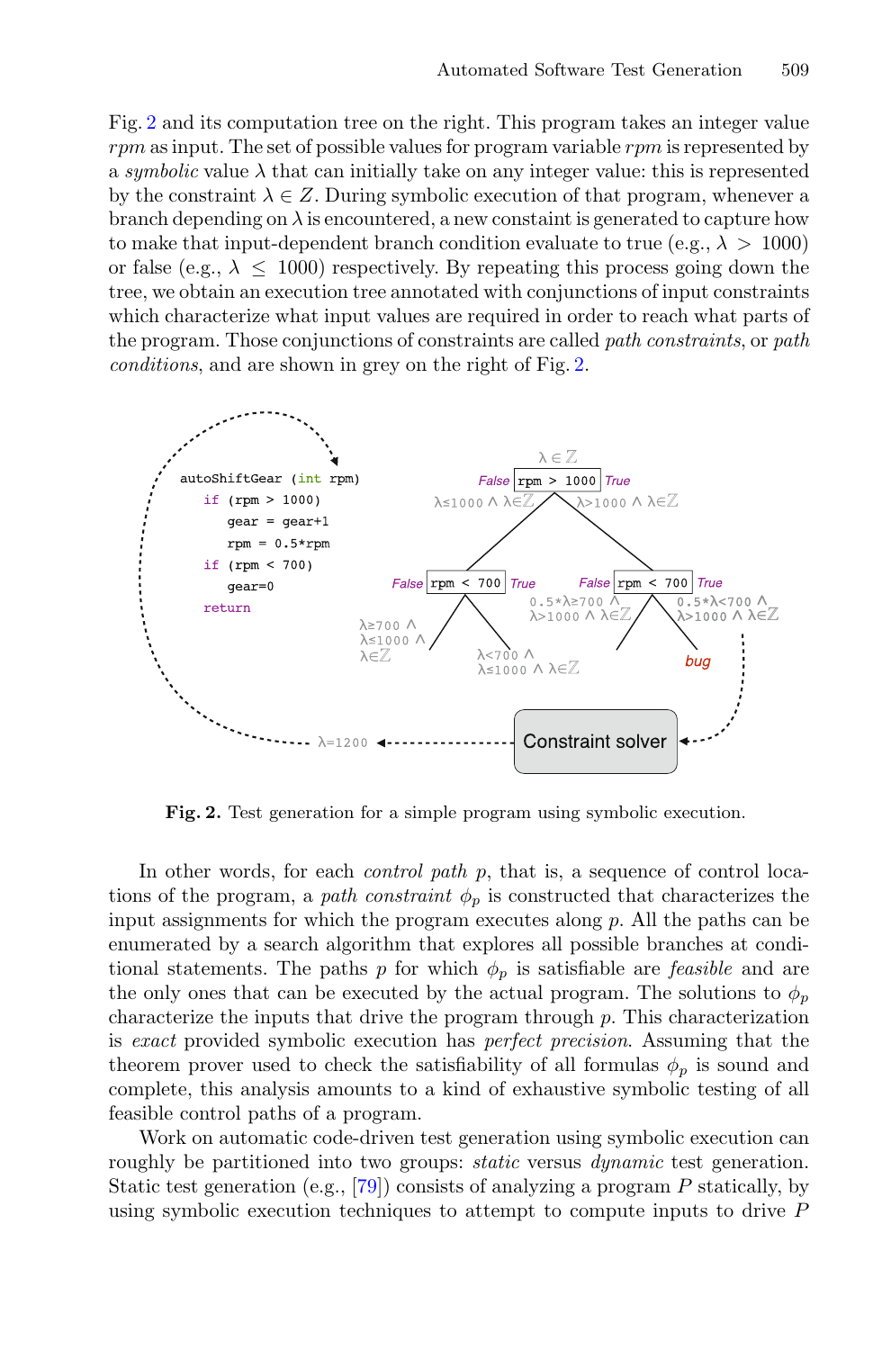Fig. 2 and its computation tree on the right. This program takes an integer value *rpm* as input. The set of possible values for program variable *rpm* is represented by a *symbolic* value $\lambda$ that can initially take on any integer value: this is represented by the constraint $\lambda \in Z$. During symbolic execution of that program, whenever a branch depending on $\lambda$ is encountered, a new constaint is generated to capture how to make that input-dependent branch condition evaluate to true (e.g., $\lambda > 1000$) or false (e.g., $\lambda \leq 1000$) respectively. By repeating this process going down the tree, we obtain an execution tree annotated with conjunctions of input constraints which characterize what input values are required in order to reach what parts of the program. Those conjunctions of constraints are called *path constraints*, or *path conditions*, and are shown in grey on the right of Fig. 2.

```
autoShiftGear (int rpm)
    if (rpm > 1000)
        gear = gear+1
        rpm = 0.5*rpm
    if (rpm < 700)
        gear=0
    return
```

$\lambda \in \mathbb{Z}$

- `rpm > 1000` False: $\lambda \leq 1000 \wedge \lambda \in \mathbb{Z}$ → `rpm < 700`
  - False: $\lambda \geq 700 \wedge \lambda \leq 1000 \wedge \lambda \in \mathbb{Z}$
  - True: $\lambda < 700 \wedge \lambda \leq 1000 \wedge \lambda \in \mathbb{Z}$
- `rpm > 1000` True: $\lambda > 1000 \wedge \lambda \in \mathbb{Z}$ → `rpm < 700`
  - False: $0.5*\lambda \geq 700 \wedge \lambda > 1000 \wedge \lambda \in \mathbb{Z}$
  - True: $0.5*\lambda < 700 \wedge \lambda > 1000 \wedge \lambda \in \mathbb{Z}$ → bug → Constraint solver → $\lambda = 1200$

**Fig. 2.** Test generation for a simple program using symbolic execution.

In other words, for each *control path* $p$, that is, a sequence of control locations of the program, a *path constraint* $\phi_p$ is constructed that characterizes the input assignments for which the program executes along $p$. All the paths can be enumerated by a search algorithm that explores all possible branches at conditional statements. The paths $p$ for which $\phi_p$ is satisfiable are *feasible* and are the only ones that can be executed by the actual program. The solutions to $\phi_p$ characterize the inputs that drive the program through $p$. This characterization is *exact* provided symbolic execution has *perfect precision*. Assuming that the theorem prover used to check the satisfiability of all formulas $\phi_p$ is sound and complete, this analysis amounts to a kind of exhaustive symbolic testing of all feasible control paths of a program.

Work on automatic code-driven test generation using symbolic execution can roughly be partitioned into two groups: *static* versus *dynamic* test generation. Static test generation (e.g., [79]) consists of analyzing a program $P$ statically, by using symbolic execution techniques to attempt to compute inputs to drive $P$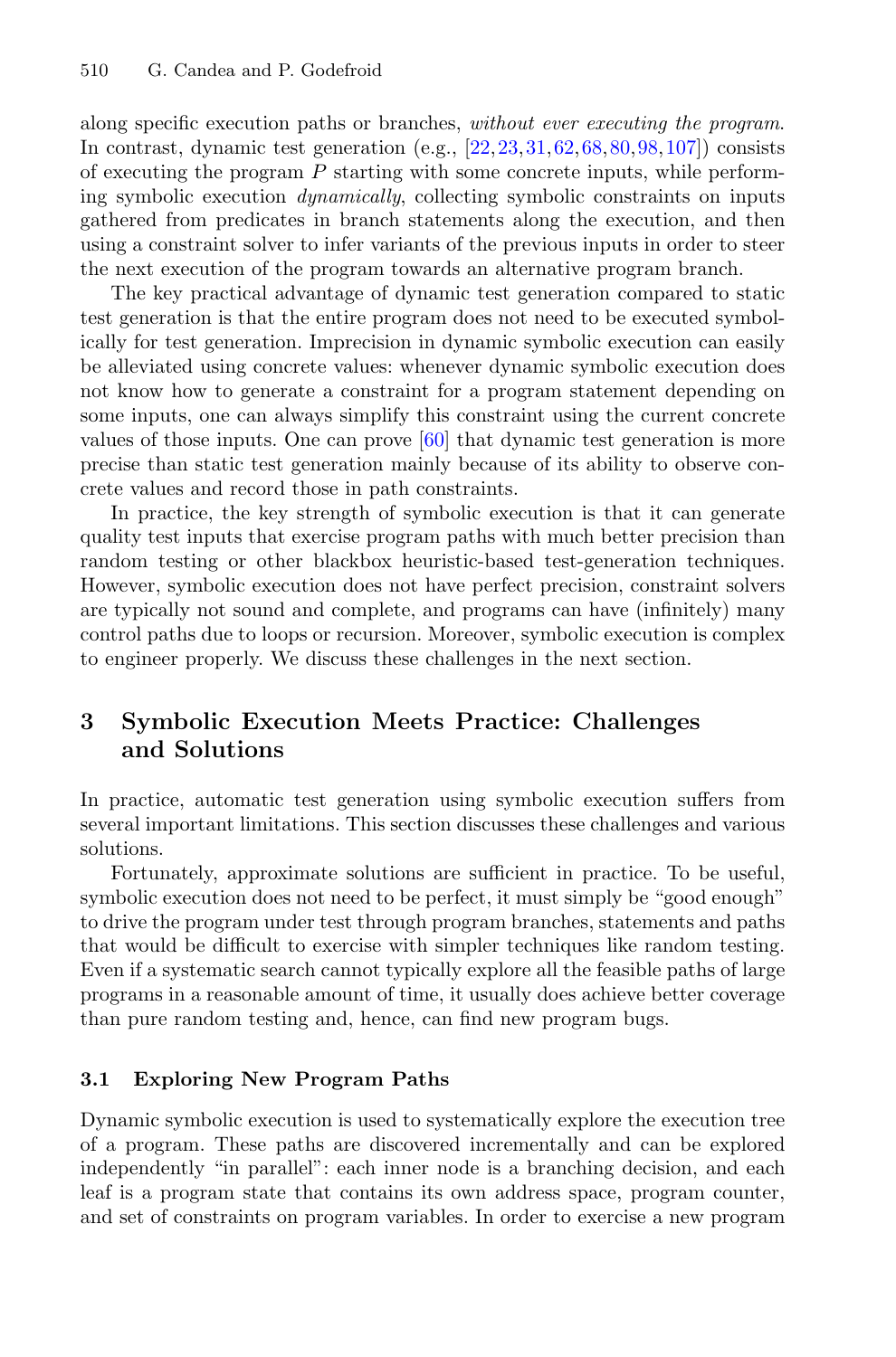along specific execution paths or branches, *without ever executing the program*. In contrast, dynamic test generation (e.g., [22,23,31,62,68,80,98,107]) consists of executing the program $P$ starting with some concrete inputs, while performing symbolic execution *dynamically*, collecting symbolic constraints on inputs gathered from predicates in branch statements along the execution, and then using a constraint solver to infer variants of the previous inputs in order to steer the next execution of the program towards an alternative program branch.

The key practical advantage of dynamic test generation compared to static test generation is that the entire program does not need to be executed symbolically for test generation. Imprecision in dynamic symbolic execution can easily be alleviated using concrete values: whenever dynamic symbolic execution does not know how to generate a constraint for a program statement depending on some inputs, one can always simplify this constraint using the current concrete values of those inputs. One can prove [60] that dynamic test generation is more precise than static test generation mainly because of its ability to observe concrete values and record those in path constraints.

In practice, the key strength of symbolic execution is that it can generate quality test inputs that exercise program paths with much better precision than random testing or other blackbox heuristic-based test-generation techniques. However, symbolic execution does not have perfect precision, constraint solvers are typically not sound and complete, and programs can have (infinitely) many control paths due to loops or recursion. Moreover, symbolic execution is complex to engineer properly. We discuss these challenges in the next section.

## 3 Symbolic Execution Meets Practice: Challenges and Solutions

In practice, automatic test generation using symbolic execution suffers from several important limitations. This section discusses these challenges and various solutions.

Fortunately, approximate solutions are sufficient in practice. To be useful, symbolic execution does not need to be perfect, it must simply be "good enough" to drive the program under test through program branches, statements and paths that would be difficult to exercise with simpler techniques like random testing. Even if a systematic search cannot typically explore all the feasible paths of large programs in a reasonable amount of time, it usually does achieve better coverage than pure random testing and, hence, can find new program bugs.

### 3.1 Exploring New Program Paths

Dynamic symbolic execution is used to systematically explore the execution tree of a program. These paths are discovered incrementally and can be explored independently "in parallel": each inner node is a branching decision, and each leaf is a program state that contains its own address space, program counter, and set of constraints on program variables. In order to exercise a new program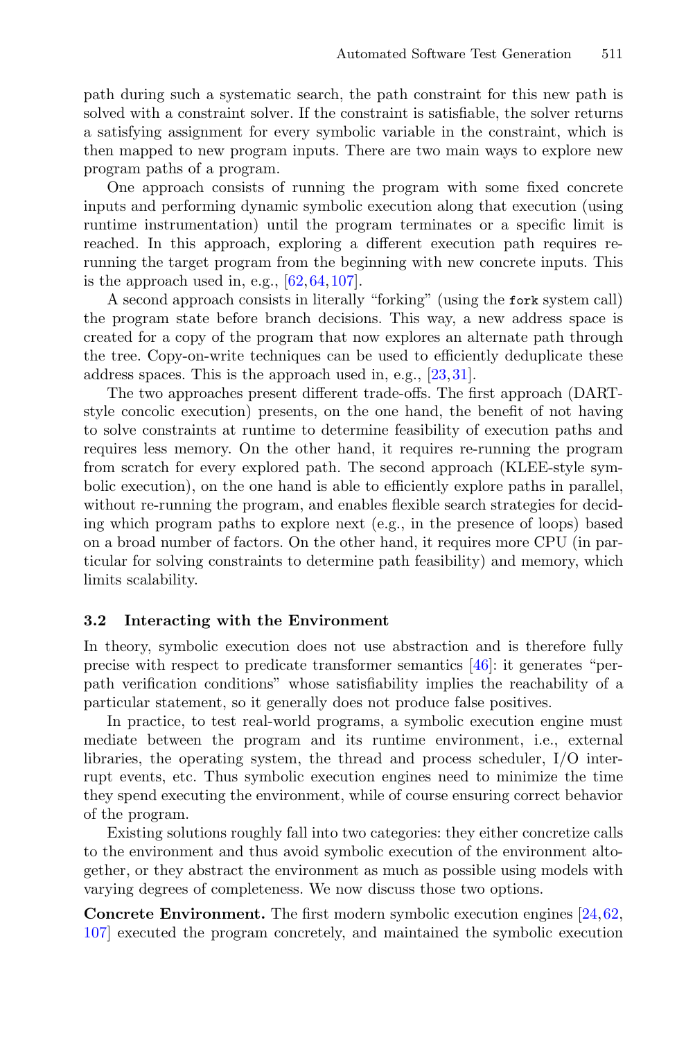path during such a systematic search, the path constraint for this new path is solved with a constraint solver. If the constraint is satisfiable, the solver returns a satisfying assignment for every symbolic variable in the constraint, which is then mapped to new program inputs. There are two main ways to explore new program paths of a program.

One approach consists of running the program with some fixed concrete inputs and performing dynamic symbolic execution along that execution (using runtime instrumentation) until the program terminates or a specific limit is reached. In this approach, exploring a different execution path requires re-running the target program from the beginning with new concrete inputs. This is the approach used in, e.g., [62,64,107].

A second approach consists in literally "forking" (using the `fork` system call) the program state before branch decisions. This way, a new address space is created for a copy of the program that now explores an alternate path through the tree. Copy-on-write techniques can be used to efficiently deduplicate these address spaces. This is the approach used in, e.g., [23,31].

The two approaches present different trade-offs. The first approach (DART-style concolic execution) presents, on the one hand, the benefit of not having to solve constraints at runtime to determine feasibility of execution paths and requires less memory. On the other hand, it requires re-running the program from scratch for every explored path. The second approach (KLEE-style symbolic execution), on the one hand is able to efficiently explore paths in parallel, without re-running the program, and enables flexible search strategies for deciding which program paths to explore next (e.g., in the presence of loops) based on a broad number of factors. On the other hand, it requires more CPU (in particular for solving constraints to determine path feasibility) and memory, which limits scalability.

### 3.2 Interacting with the Environment

In theory, symbolic execution does not use abstraction and is therefore fully precise with respect to predicate transformer semantics [46]: it generates "per-path verification conditions" whose satisfiability implies the reachability of a particular statement, so it generally does not produce false positives.

In practice, to test real-world programs, a symbolic execution engine must mediate between the program and its runtime environment, i.e., external libraries, the operating system, the thread and process scheduler, I/O interrupt events, etc. Thus symbolic execution engines need to minimize the time they spend executing the environment, while of course ensuring correct behavior of the program.

Existing solutions roughly fall into two categories: they either concretize calls to the environment and thus avoid symbolic execution of the environment altogether, or they abstract the environment as much as possible using models with varying degrees of completeness. We now discuss those two options.

**Concrete Environment.** The first modern symbolic execution engines [24,62,107] executed the program concretely, and maintained the symbolic execution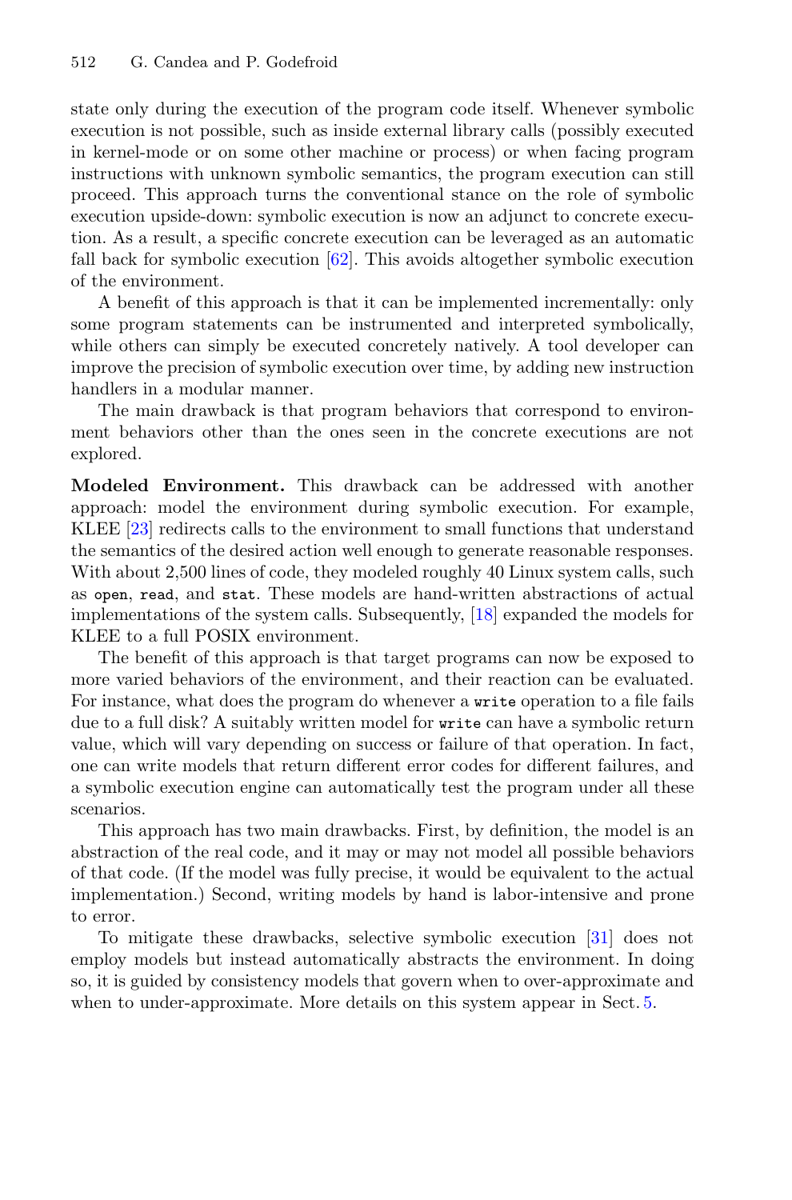state only during the execution of the program code itself. Whenever symbolic execution is not possible, such as inside external library calls (possibly executed in kernel-mode or on some other machine or process) or when facing program instructions with unknown symbolic semantics, the program execution can still proceed. This approach turns the conventional stance on the role of symbolic execution upside-down: symbolic execution is now an adjunct to concrete execution. As a result, a specific concrete execution can be leveraged as an automatic fall back for symbolic execution [62]. This avoids altogether symbolic execution of the environment.

A benefit of this approach is that it can be implemented incrementally: only some program statements can be instrumented and interpreted symbolically, while others can simply be executed concretely natively. A tool developer can improve the precision of symbolic execution over time, by adding new instruction handlers in a modular manner.

The main drawback is that program behaviors that correspond to environment behaviors other than the ones seen in the concrete executions are not explored.

**Modeled Environment.** This drawback can be addressed with another approach: model the environment during symbolic execution. For example, KLEE [23] redirects calls to the environment to small functions that understand the semantics of the desired action well enough to generate reasonable responses. With about 2,500 lines of code, they modeled roughly 40 Linux system calls, such as `open`, `read`, and `stat`. These models are hand-written abstractions of actual implementations of the system calls. Subsequently, [18] expanded the models for KLEE to a full POSIX environment.

The benefit of this approach is that target programs can now be exposed to more varied behaviors of the environment, and their reaction can be evaluated. For instance, what does the program do whenever a `write` operation to a file fails due to a full disk? A suitably written model for `write` can have a symbolic return value, which will vary depending on success or failure of that operation. In fact, one can write models that return different error codes for different failures, and a symbolic execution engine can automatically test the program under all these scenarios.

This approach has two main drawbacks. First, by definition, the model is an abstraction of the real code, and it may or may not model all possible behaviors of that code. (If the model was fully precise, it would be equivalent to the actual implementation.) Second, writing models by hand is labor-intensive and prone to error.

To mitigate these drawbacks, selective symbolic execution [31] does not employ models but instead automatically abstracts the environment. In doing so, it is guided by consistency models that govern when to over-approximate and when to under-approximate. More details on this system appear in Sect. 5.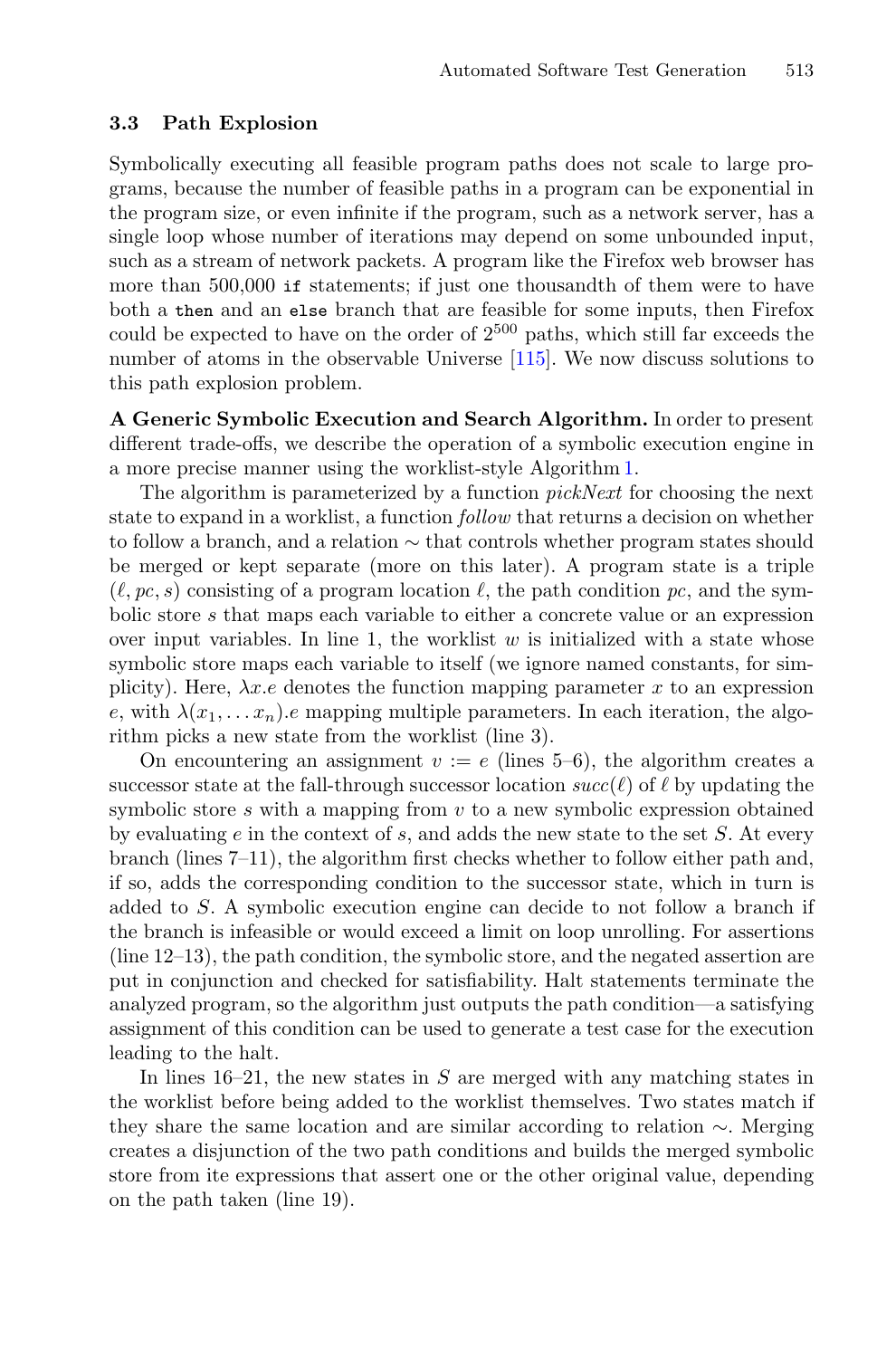### 3.3 Path Explosion

Symbolically executing all feasible program paths does not scale to large programs, because the number of feasible paths in a program can be exponential in the program size, or even infinite if the program, such as a network server, has a single loop whose number of iterations may depend on some unbounded input, such as a stream of network packets. A program like the Firefox web browser has more than 500,000 `if` statements; if just one thousandth of them were to have both a `then` and an `else` branch that are feasible for some inputs, then Firefox could be expected to have on the order of $2^{500}$ paths, which still far exceeds the number of atoms in the observable Universe [115]. We now discuss solutions to this path explosion problem.

**A Generic Symbolic Execution and Search Algorithm.** In order to present different trade-offs, we describe the operation of a symbolic execution engine in a more precise manner using the worklist-style Algorithm 1.

The algorithm is parameterized by a function *pickNext* for choosing the next state to expand in a worklist, a function *follow* that returns a decision on whether to follow a branch, and a relation $\sim$ that controls whether program states should be merged or kept separate (more on this later). A program state is a triple $(\ell, pc, s)$ consisting of a program location $\ell$, the path condition $pc$, and the symbolic store $s$ that maps each variable to either a concrete value or an expression over input variables. In line 1, the worklist $w$ is initialized with a state whose symbolic store maps each variable to itself (we ignore named constants, for simplicity). Here, $\lambda x.e$ denotes the function mapping parameter $x$ to an expression $e$, with $\lambda(x_1, \ldots x_n).e$ mapping multiple parameters. In each iteration, the algorithm picks a new state from the worklist (line 3).

On encountering an assignment $v := e$ (lines 5–6), the algorithm creates a successor state at the fall-through successor location $succ(\ell)$ of $\ell$ by updating the symbolic store $s$ with a mapping from $v$ to a new symbolic expression obtained by evaluating $e$ in the context of $s$, and adds the new state to the set $S$. At every branch (lines 7–11), the algorithm first checks whether to follow either path and, if so, adds the corresponding condition to the successor state, which in turn is added to $S$. A symbolic execution engine can decide to not follow a branch if the branch is infeasible or would exceed a limit on loop unrolling. For assertions (line 12–13), the path condition, the symbolic store, and the negated assertion are put in conjunction and checked for satisfiability. Halt statements terminate the analyzed program, so the algorithm just outputs the path condition—a satisfying assignment of this condition can be used to generate a test case for the execution leading to the halt.

In lines 16–21, the new states in $S$ are merged with any matching states in the worklist before being added to the worklist themselves. Two states match if they share the same location and are similar according to relation $\sim$. Merging creates a disjunction of the two path conditions and builds the merged symbolic store from ite expressions that assert one or the other original value, depending on the path taken (line 19).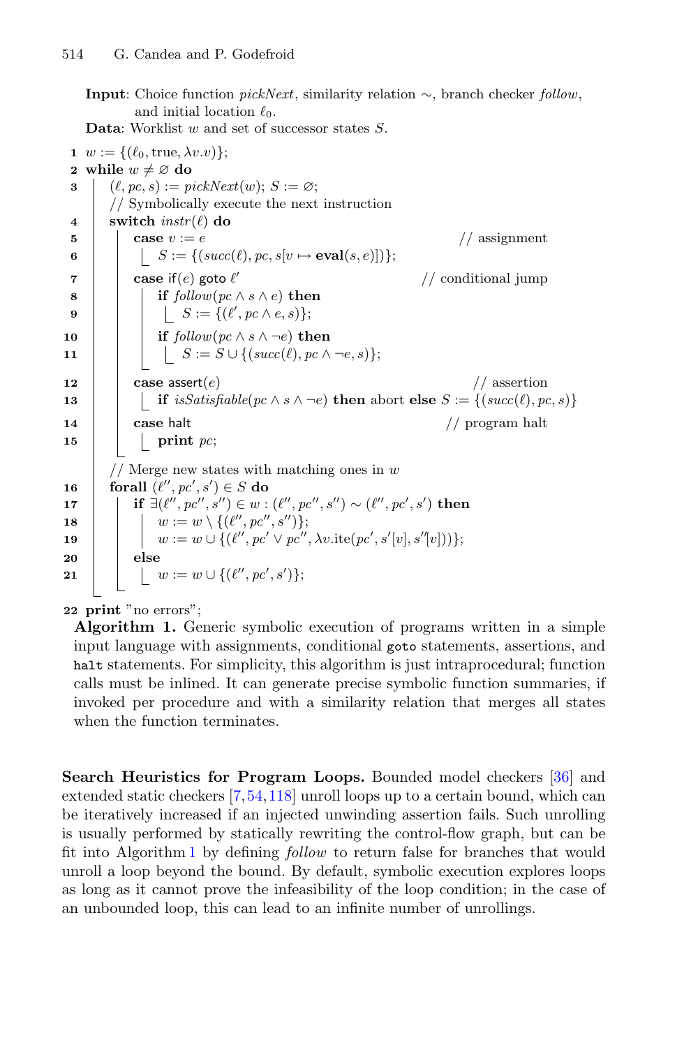**Input**: Choice function *pickNext*, similarity relation $\sim$, branch checker *follow*, and initial location $\ell_0$.
**Data**: Worklist $w$ and set of successor states $S$.

```
1  w := {(ℓ0, true, λv.v)};
2  while w ≠ ∅ do
3  │  (ℓ, pc, s) := pickNext(w); S := ∅;
   │  // Symbolically execute the next instruction
4  │  switch instr(ℓ) do
5  │  │  case v := e                                          // assignment
6  │  │  └  S := {(succ(ℓ), pc, s[v ↦ eval(s, e)])};
7  │  │  case if(e) goto ℓ'                                  // conditional jump
8  │  │  │  if follow(pc ∧ s ∧ e) then
9  │  │  │  └  S := {(ℓ', pc ∧ e, s)};
10 │  │  │  if follow(pc ∧ s ∧ ¬e) then
11 │  │  └  └  S := S ∪ {(succ(ℓ), pc ∧ ¬e, s)};
12 │  │  case assert(e)                                       // assertion
13 │  │  └  if isSatisfiable(pc ∧ s ∧ ¬e) then abort else S := {(succ(ℓ), pc, s)}
14 │  │  case halt                                            // program halt
15 │  └  └  print pc;
   │  // Merge new states with matching ones in w
16 │  forall (ℓ'', pc', s') ∈ S do
17 │  │  if ∃(ℓ'', pc'', s'') ∈ w : (ℓ'', pc'', s'') ~ (ℓ'', pc', s') then
18 │  │  │  w := w \ {(ℓ'', pc'', s'')};
19 │  │  │  w := w ∪ {(ℓ'', pc' ∨ pc'', λv.ite(pc', s'[v], s''[v]))};
20 │  │  else
21 └  └  └  w := w ∪ {(ℓ'', pc', s')};
22 print "no errors";
```

**Algorithm 1.** Generic symbolic execution of programs written in a simple input language with assignments, conditional `goto` statements, assertions, and `halt` statements. For simplicity, this algorithm is just intraprocedural; function calls must be inlined. It can generate precise symbolic function summaries, if invoked per procedure and with a similarity relation that merges all states when the function terminates.

**Search Heuristics for Program Loops.** Bounded model checkers [36] and extended static checkers [7,54,118] unroll loops up to a certain bound, which can be iteratively increased if an injected unwinding assertion fails. Such unrolling is usually performed by statically rewriting the control-flow graph, but can be fit into Algorithm 1 by defining *follow* to return false for branches that would unroll a loop beyond the bound. By default, symbolic execution explores loops as long as it cannot prove the infeasibility of the loop condition; in the case of an unbounded loop, this can lead to an infinite number of unrollings.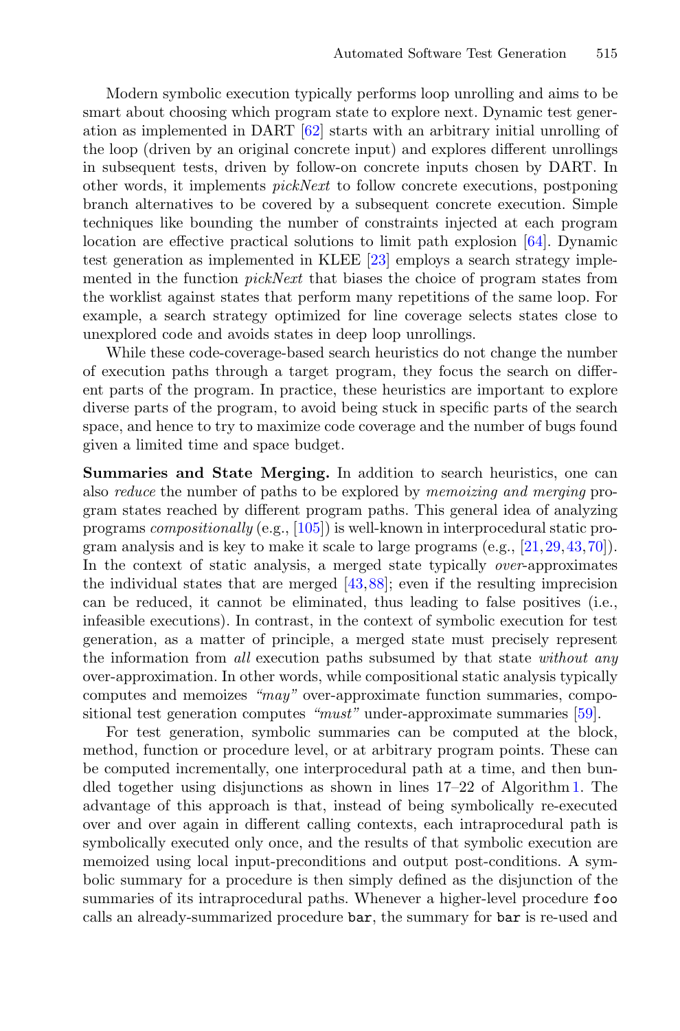Modern symbolic execution typically performs loop unrolling and aims to be smart about choosing which program state to explore next. Dynamic test generation as implemented in DART [62] starts with an arbitrary initial unrolling of the loop (driven by an original concrete input) and explores different unrollings in subsequent tests, driven by follow-on concrete inputs chosen by DART. In other words, it implements *pickNext* to follow concrete executions, postponing branch alternatives to be covered by a subsequent concrete execution. Simple techniques like bounding the number of constraints injected at each program location are effective practical solutions to limit path explosion [64]. Dynamic test generation as implemented in KLEE [23] employs a search strategy implemented in the function *pickNext* that biases the choice of program states from the worklist against states that perform many repetitions of the same loop. For example, a search strategy optimized for line coverage selects states close to unexplored code and avoids states in deep loop unrollings.

While these code-coverage-based search heuristics do not change the number of execution paths through a target program, they focus the search on different parts of the program. In practice, these heuristics are important to explore diverse parts of the program, to avoid being stuck in specific parts of the search space, and hence to try to maximize code coverage and the number of bugs found given a limited time and space budget.

**Summaries and State Merging.** In addition to search heuristics, one can also *reduce* the number of paths to be explored by *memoizing and merging* program states reached by different program paths. This general idea of analyzing programs *compositionally* (e.g., [105]) is well-known in interprocedural static program analysis and is key to make it scale to large programs (e.g., [21,29,43,70]). In the context of static analysis, a merged state typically *over*-approximates the individual states that are merged [43,88]; even if the resulting imprecision can be reduced, it cannot be eliminated, thus leading to false positives (i.e., infeasible executions). In contrast, in the context of symbolic execution for test generation, as a matter of principle, a merged state must precisely represent the information from *all* execution paths subsumed by that state *without any* over-approximation. In other words, while compositional static analysis typically computes and memoizes *"may"* over-approximate function summaries, compositional test generation computes *"must"* under-approximate summaries [59].

For test generation, symbolic summaries can be computed at the block, method, function or procedure level, or at arbitrary program points. These can be computed incrementally, one interprocedural path at a time, and then bundled together using disjunctions as shown in lines 17–22 of Algorithm 1. The advantage of this approach is that, instead of being symbolically re-executed over and over again in different calling contexts, each intraprocedural path is symbolically executed only once, and the results of that symbolic execution are memoized using local input-preconditions and output post-conditions. A symbolic summary for a procedure is then simply defined as the disjunction of the summaries of its intraprocedural paths. Whenever a higher-level procedure `foo` calls an already-summarized procedure `bar`, the summary for `bar` is re-used and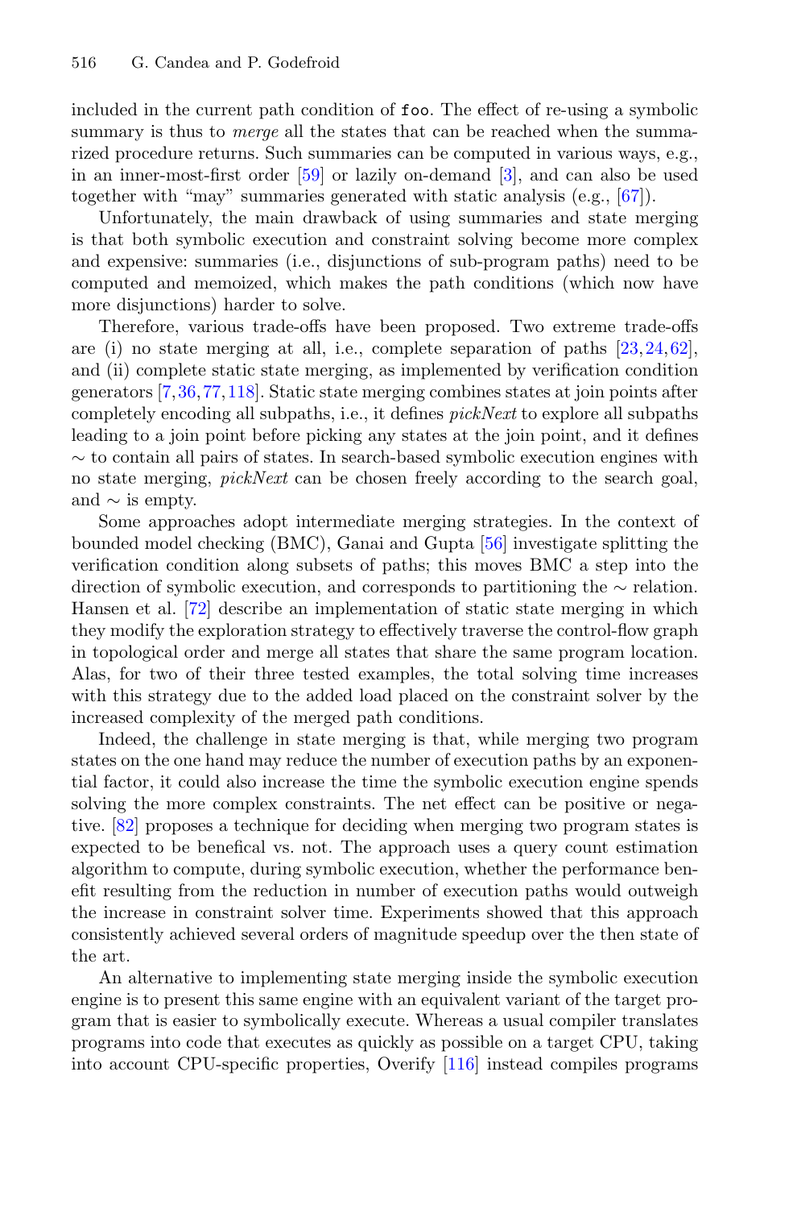included in the current path condition of `foo`. The effect of re-using a symbolic summary is thus to *merge* all the states that can be reached when the summarized procedure returns. Such summaries can be computed in various ways, e.g., in an inner-most-first order [59] or lazily on-demand [3], and can also be used together with "may" summaries generated with static analysis (e.g., [67]).

Unfortunately, the main drawback of using summaries and state merging is that both symbolic execution and constraint solving become more complex and expensive: summaries (i.e., disjunctions of sub-program paths) need to be computed and memoized, which makes the path conditions (which now have more disjunctions) harder to solve.

Therefore, various trade-offs have been proposed. Two extreme trade-offs are (i) no state merging at all, i.e., complete separation of paths [23,24,62], and (ii) complete static state merging, as implemented by verification condition generators [7,36,77,118]. Static state merging combines states at join points after completely encoding all subpaths, i.e., it defines *pickNext* to explore all subpaths leading to a join point before picking any states at the join point, and it defines $\sim$ to contain all pairs of states. In search-based symbolic execution engines with no state merging, *pickNext* can be chosen freely according to the search goal, and $\sim$ is empty.

Some approaches adopt intermediate merging strategies. In the context of bounded model checking (BMC), Ganai and Gupta [56] investigate splitting the verification condition along subsets of paths; this moves BMC a step into the direction of symbolic execution, and corresponds to partitioning the $\sim$ relation. Hansen et al. [72] describe an implementation of static state merging in which they modify the exploration strategy to effectively traverse the control-flow graph in topological order and merge all states that share the same program location. Alas, for two of their three tested examples, the total solving time increases with this strategy due to the added load placed on the constraint solver by the increased complexity of the merged path conditions.

Indeed, the challenge in state merging is that, while merging two program states on the one hand may reduce the number of execution paths by an exponential factor, it could also increase the time the symbolic execution engine spends solving the more complex constraints. The net effect can be positive or negative. [82] proposes a technique for deciding when merging two program states is expected to be benefical vs. not. The approach uses a query count estimation algorithm to compute, during symbolic execution, whether the performance benefit resulting from the reduction in number of execution paths would outweigh the increase in constraint solver time. Experiments showed that this approach consistently achieved several orders of magnitude speedup over the then state of the art.

An alternative to implementing state merging inside the symbolic execution engine is to present this same engine with an equivalent variant of the target program that is easier to symbolically execute. Whereas a usual compiler translates programs into code that executes as quickly as possible on a target CPU, taking into account CPU-specific properties, Overify [116] instead compiles programs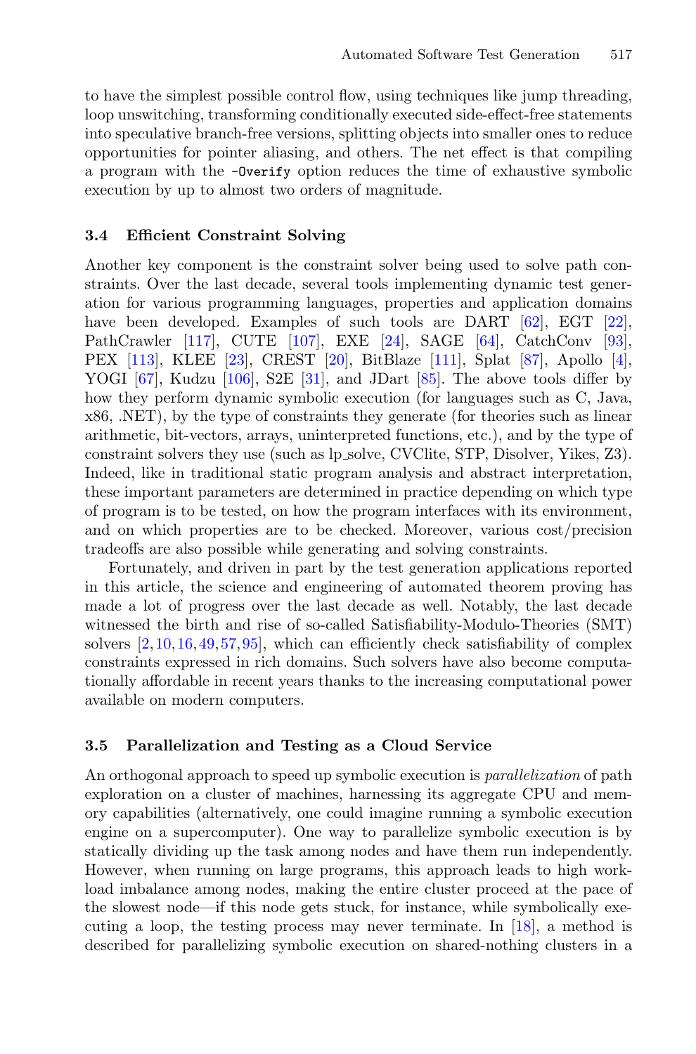to have the simplest possible control flow, using techniques like jump threading, loop unswitching, transforming conditionally executed side-effect-free statements into speculative branch-free versions, splitting objects into smaller ones to reduce opportunities for pointer aliasing, and others. The net effect is that compiling a program with the `-Overify` option reduces the time of exhaustive symbolic execution by up to almost two orders of magnitude.

### 3.4 Efficient Constraint Solving

Another key component is the constraint solver being used to solve path constraints. Over the last decade, several tools implementing dynamic test generation for various programming languages, properties and application domains have been developed. Examples of such tools are DART [62], EGT [22], PathCrawler [117], CUTE [107], EXE [24], SAGE [64], CatchConv [93], PEX [113], KLEE [23], CREST [20], BitBlaze [111], Splat [87], Apollo [4], YOGI [67], Kudzu [106], S2E [31], and JDart [85]. The above tools differ by how they perform dynamic symbolic execution (for languages such as C, Java, x86, .NET), by the type of constraints they generate (for theories such as linear arithmetic, bit-vectors, arrays, uninterpreted functions, etc.), and by the type of constraint solvers they use (such as lp_solve, CVClite, STP, Disolver, Yikes, Z3). Indeed, like in traditional static program analysis and abstract interpretation, these important parameters are determined in practice depending on which type of program is to be tested, on how the program interfaces with its environment, and on which properties are to be checked. Moreover, various cost/precision tradeoffs are also possible while generating and solving constraints.

Fortunately, and driven in part by the test generation applications reported in this article, the science and engineering of automated theorem proving has made a lot of progress over the last decade as well. Notably, the last decade witnessed the birth and rise of so-called Satisfiability-Modulo-Theories (SMT) solvers [2,10,16,49,57,95], which can efficiently check satisfiability of complex constraints expressed in rich domains. Such solvers have also become computationally affordable in recent years thanks to the increasing computational power available on modern computers.

### 3.5 Parallelization and Testing as a Cloud Service

An orthogonal approach to speed up symbolic execution is *parallelization* of path exploration on a cluster of machines, harnessing its aggregate CPU and memory capabilities (alternatively, one could imagine running a symbolic execution engine on a supercomputer). One way to parallelize symbolic execution is by statically dividing up the task among nodes and have them run independently. However, when running on large programs, this approach leads to high workload imbalance among nodes, making the entire cluster proceed at the pace of the slowest node—if this node gets stuck, for instance, while symbolically executing a loop, the testing process may never terminate. In [18], a method is described for parallelizing symbolic execution on shared-nothing clusters in a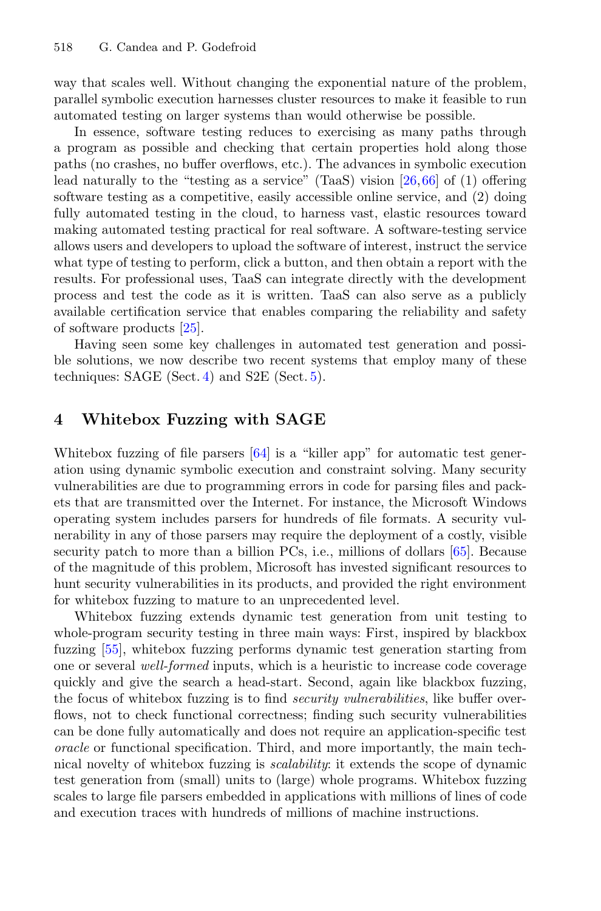way that scales well. Without changing the exponential nature of the problem, parallel symbolic execution harnesses cluster resources to make it feasible to run automated testing on larger systems than would otherwise be possible.

In essence, software testing reduces to exercising as many paths through a program as possible and checking that certain properties hold along those paths (no crashes, no buffer overflows, etc.). The advances in symbolic execution lead naturally to the "testing as a service" (TaaS) vision [26,66] of (1) offering software testing as a competitive, easily accessible online service, and (2) doing fully automated testing in the cloud, to harness vast, elastic resources toward making automated testing practical for real software. A software-testing service allows users and developers to upload the software of interest, instruct the service what type of testing to perform, click a button, and then obtain a report with the results. For professional uses, TaaS can integrate directly with the development process and test the code as it is written. TaaS can also serve as a publicly available certification service that enables comparing the reliability and safety of software products [25].

Having seen some key challenges in automated test generation and possible solutions, we now describe two recent systems that employ many of these techniques: SAGE (Sect. 4) and S2E (Sect. 5).

## 4 Whitebox Fuzzing with SAGE

Whitebox fuzzing of file parsers [64] is a "killer app" for automatic test generation using dynamic symbolic execution and constraint solving. Many security vulnerabilities are due to programming errors in code for parsing files and packets that are transmitted over the Internet. For instance, the Microsoft Windows operating system includes parsers for hundreds of file formats. A security vulnerability in any of those parsers may require the deployment of a costly, visible security patch to more than a billion PCs, i.e., millions of dollars [65]. Because of the magnitude of this problem, Microsoft has invested significant resources to hunt security vulnerabilities in its products, and provided the right environment for whitebox fuzzing to mature to an unprecedented level.

Whitebox fuzzing extends dynamic test generation from unit testing to whole-program security testing in three main ways: First, inspired by blackbox fuzzing [55], whitebox fuzzing performs dynamic test generation starting from one or several *well-formed* inputs, which is a heuristic to increase code coverage quickly and give the search a head-start. Second, again like blackbox fuzzing, the focus of whitebox fuzzing is to find *security vulnerabilities*, like buffer overflows, not to check functional correctness; finding such security vulnerabilities can be done fully automatically and does not require an application-specific test *oracle* or functional specification. Third, and more importantly, the main technical novelty of whitebox fuzzing is *scalability*: it extends the scope of dynamic test generation from (small) units to (large) whole programs. Whitebox fuzzing scales to large file parsers embedded in applications with millions of lines of code and execution traces with hundreds of millions of machine instructions.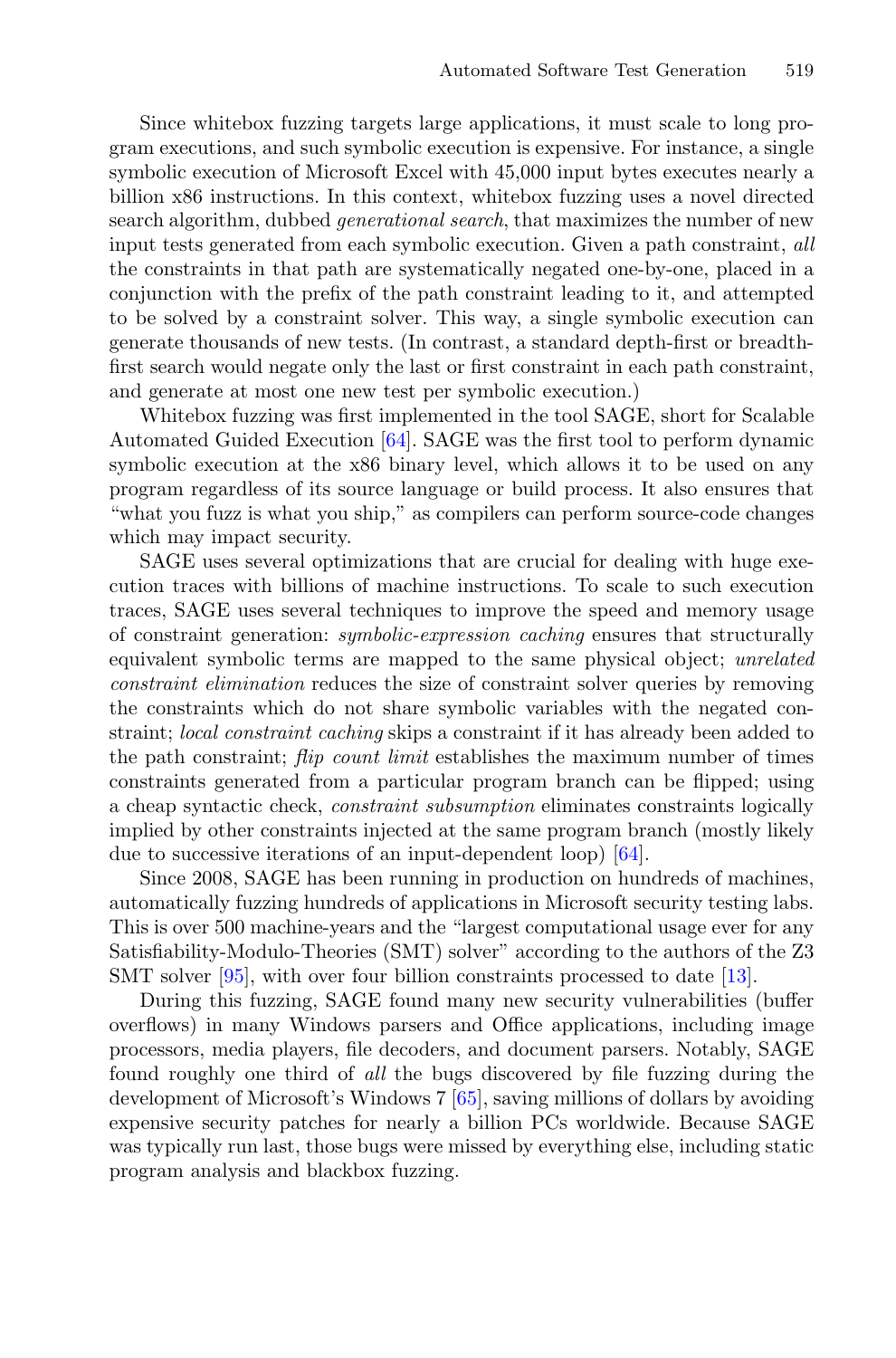Since whitebox fuzzing targets large applications, it must scale to long program executions, and such symbolic execution is expensive. For instance, a single symbolic execution of Microsoft Excel with 45,000 input bytes executes nearly a billion x86 instructions. In this context, whitebox fuzzing uses a novel directed search algorithm, dubbed *generational search*, that maximizes the number of new input tests generated from each symbolic execution. Given a path constraint, *all* the constraints in that path are systematically negated one-by-one, placed in a conjunction with the prefix of the path constraint leading to it, and attempted to be solved by a constraint solver. This way, a single symbolic execution can generate thousands of new tests. (In contrast, a standard depth-first or breadth-first search would negate only the last or first constraint in each path constraint, and generate at most one new test per symbolic execution.)

Whitebox fuzzing was first implemented in the tool SAGE, short for Scalable Automated Guided Execution [64]. SAGE was the first tool to perform dynamic symbolic execution at the x86 binary level, which allows it to be used on any program regardless of its source language or build process. It also ensures that "what you fuzz is what you ship," as compilers can perform source-code changes which may impact security.

SAGE uses several optimizations that are crucial for dealing with huge execution traces with billions of machine instructions. To scale to such execution traces, SAGE uses several techniques to improve the speed and memory usage of constraint generation: *symbolic-expression caching* ensures that structurally equivalent symbolic terms are mapped to the same physical object; *unrelated constraint elimination* reduces the size of constraint solver queries by removing the constraints which do not share symbolic variables with the negated constraint; *local constraint caching* skips a constraint if it has already been added to the path constraint; *flip count limit* establishes the maximum number of times constraints generated from a particular program branch can be flipped; using a cheap syntactic check, *constraint subsumption* eliminates constraints logically implied by other constraints injected at the same program branch (mostly likely due to successive iterations of an input-dependent loop) [64].

Since 2008, SAGE has been running in production on hundreds of machines, automatically fuzzing hundreds of applications in Microsoft security testing labs. This is over 500 machine-years and the "largest computational usage ever for any Satisfiability-Modulo-Theories (SMT) solver" according to the authors of the Z3 SMT solver [95], with over four billion constraints processed to date [13].

During this fuzzing, SAGE found many new security vulnerabilities (buffer overflows) in many Windows parsers and Office applications, including image processors, media players, file decoders, and document parsers. Notably, SAGE found roughly one third of *all* the bugs discovered by file fuzzing during the development of Microsoft's Windows 7 [65], saving millions of dollars by avoiding expensive security patches for nearly a billion PCs worldwide. Because SAGE was typically run last, those bugs were missed by everything else, including static program analysis and blackbox fuzzing.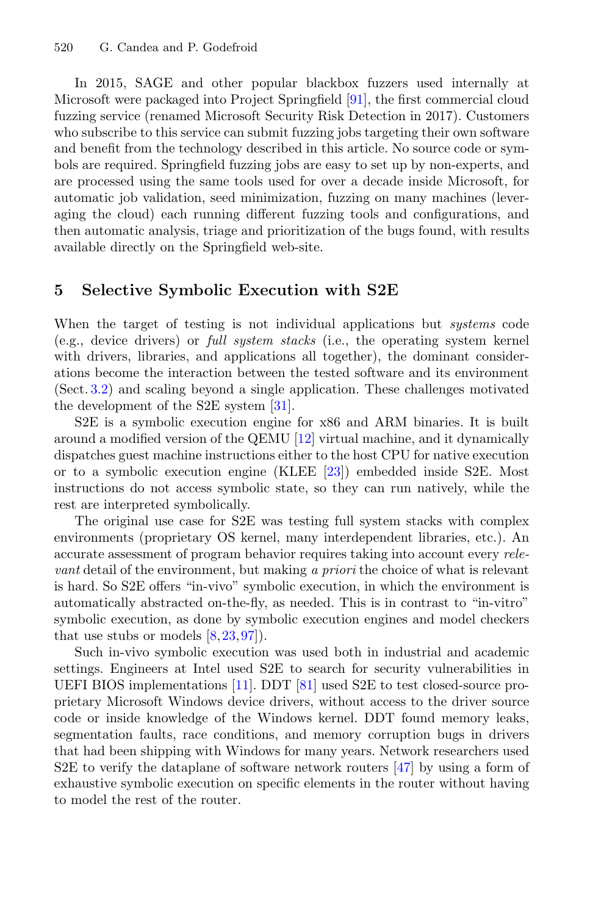In 2015, SAGE and other popular blackbox fuzzers used internally at Microsoft were packaged into Project Springfield [91], the first commercial cloud fuzzing service (renamed Microsoft Security Risk Detection in 2017). Customers who subscribe to this service can submit fuzzing jobs targeting their own software and benefit from the technology described in this article. No source code or symbols are required. Springfield fuzzing jobs are easy to set up by non-experts, and are processed using the same tools used for over a decade inside Microsoft, for automatic job validation, seed minimization, fuzzing on many machines (leveraging the cloud) each running different fuzzing tools and configurations, and then automatic analysis, triage and prioritization of the bugs found, with results available directly on the Springfield web-site.

## 5 Selective Symbolic Execution with S2E

When the target of testing is not individual applications but *systems* code (e.g., device drivers) or *full system stacks* (i.e., the operating system kernel with drivers, libraries, and applications all together), the dominant considerations become the interaction between the tested software and its environment (Sect. 3.2) and scaling beyond a single application. These challenges motivated the development of the S2E system [31].

S2E is a symbolic execution engine for x86 and ARM binaries. It is built around a modified version of the QEMU [12] virtual machine, and it dynamically dispatches guest machine instructions either to the host CPU for native execution or to a symbolic execution engine (KLEE [23]) embedded inside S2E. Most instructions do not access symbolic state, so they can run natively, while the rest are interpreted symbolically.

The original use case for S2E was testing full system stacks with complex environments (proprietary OS kernel, many interdependent libraries, etc.). An accurate assessment of program behavior requires taking into account every *relevant* detail of the environment, but making *a priori* the choice of what is relevant is hard. So S2E offers "in-vivo" symbolic execution, in which the environment is automatically abstracted on-the-fly, as needed. This is in contrast to "in-vitro" symbolic execution, as done by symbolic execution engines and model checkers that use stubs or models [8,23,97]).

Such in-vivo symbolic execution was used both in industrial and academic settings. Engineers at Intel used S2E to search for security vulnerabilities in UEFI BIOS implementations [11]. DDT [81] used S2E to test closed-source proprietary Microsoft Windows device drivers, without access to the driver source code or inside knowledge of the Windows kernel. DDT found memory leaks, segmentation faults, race conditions, and memory corruption bugs in drivers that had been shipping with Windows for many years. Network researchers used S2E to verify the dataplane of software network routers [47] by using a form of exhaustive symbolic execution on specific elements in the router without having to model the rest of the router.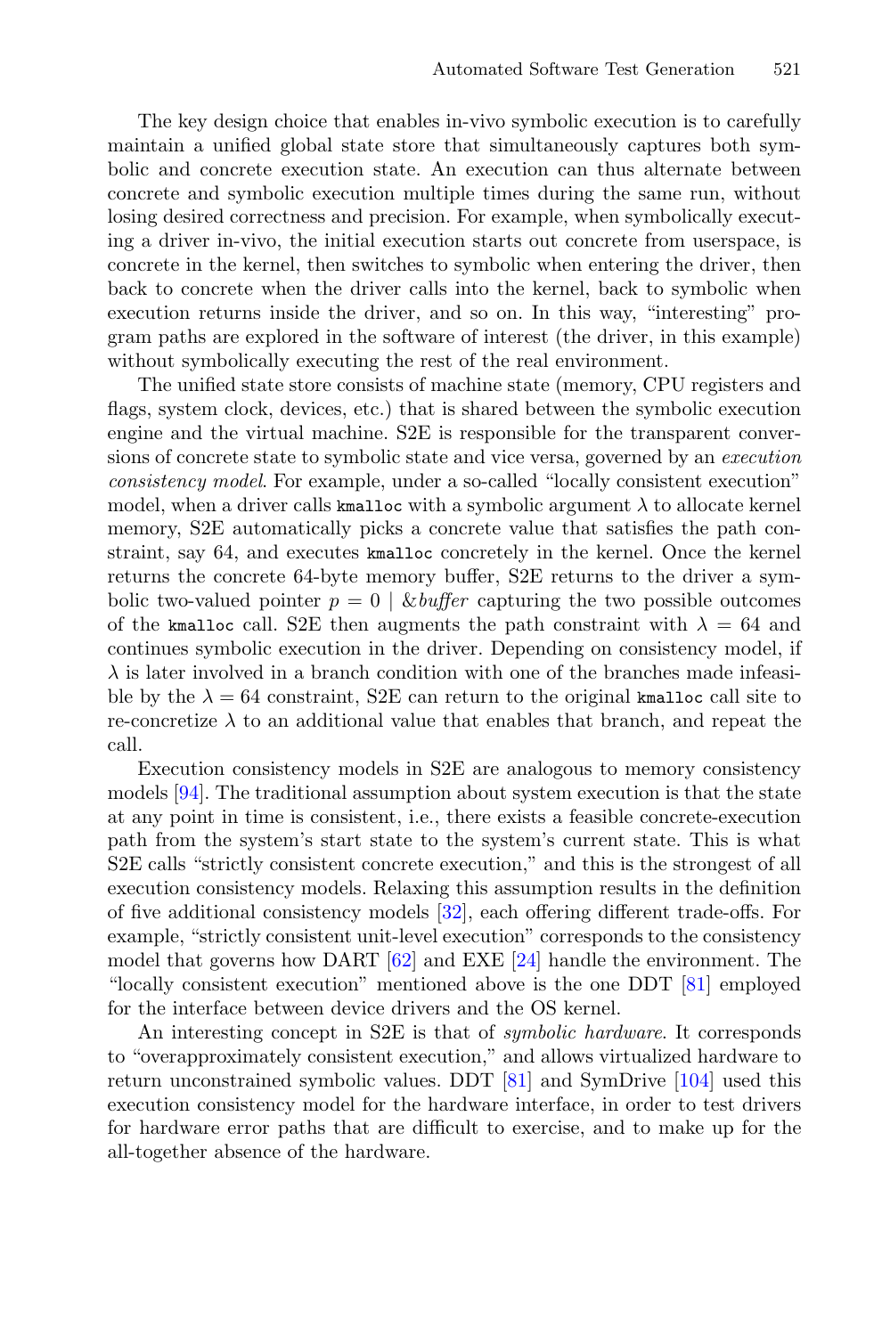The key design choice that enables in-vivo symbolic execution is to carefully maintain a unified global state store that simultaneously captures both symbolic and concrete execution state. An execution can thus alternate between concrete and symbolic execution multiple times during the same run, without losing desired correctness and precision. For example, when symbolically executing a driver in-vivo, the initial execution starts out concrete from userspace, is concrete in the kernel, then switches to symbolic when entering the driver, then back to concrete when the driver calls into the kernel, back to symbolic when execution returns inside the driver, and so on. In this way, "interesting" program paths are explored in the software of interest (the driver, in this example) without symbolically executing the rest of the real environment.

The unified state store consists of machine state (memory, CPU registers and flags, system clock, devices, etc.) that is shared between the symbolic execution engine and the virtual machine. S2E is responsible for the transparent conversions of concrete state to symbolic state and vice versa, governed by an *execution consistency model*. For example, under a so-called "locally consistent execution" model, when a driver calls `kmalloc` with a symbolic argument $\lambda$ to allocate kernel memory, S2E automatically picks a concrete value that satisfies the path constraint, say 64, and executes `kmalloc` concretely in the kernel. Once the kernel returns the concrete 64-byte memory buffer, S2E returns to the driver a symbolic two-valued pointer $p = 0 \mid \&\mathit{buffer}$ capturing the two possible outcomes of the `kmalloc` call. S2E then augments the path constraint with $\lambda = 64$ and continues symbolic execution in the driver. Depending on consistency model, if $\lambda$ is later involved in a branch condition with one of the branches made infeasible by the $\lambda = 64$ constraint, S2E can return to the original `kmalloc` call site to re-concretize $\lambda$ to an additional value that enables that branch, and repeat the call.

Execution consistency models in S2E are analogous to memory consistency models [94]. The traditional assumption about system execution is that the state at any point in time is consistent, i.e., there exists a feasible concrete-execution path from the system's start state to the system's current state. This is what S2E calls "strictly consistent concrete execution," and this is the strongest of all execution consistency models. Relaxing this assumption results in the definition of five additional consistency models [32], each offering different trade-offs. For example, "strictly consistent unit-level execution" corresponds to the consistency model that governs how DART [62] and EXE [24] handle the environment. The "locally consistent execution" mentioned above is the one DDT [81] employed for the interface between device drivers and the OS kernel.

An interesting concept in S2E is that of *symbolic hardware*. It corresponds to "overapproximately consistent execution," and allows virtualized hardware to return unconstrained symbolic values. DDT [81] and SymDrive [104] used this execution consistency model for the hardware interface, in order to test drivers for hardware error paths that are difficult to exercise, and to make up for the all-together absence of the hardware.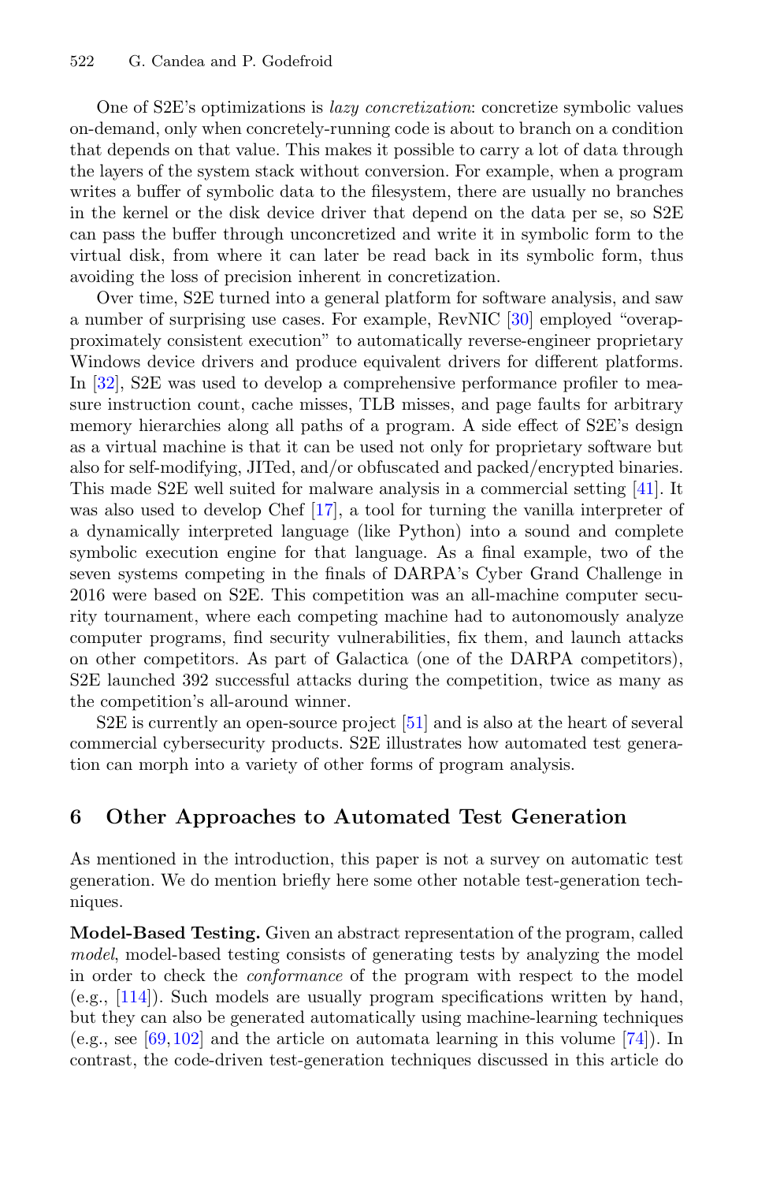One of S2E's optimizations is *lazy concretization*: concretize symbolic values on-demand, only when concretely-running code is about to branch on a condition that depends on that value. This makes it possible to carry a lot of data through the layers of the system stack without conversion. For example, when a program writes a buffer of symbolic data to the filesystem, there are usually no branches in the kernel or the disk device driver that depend on the data per se, so S2E can pass the buffer through unconcretized and write it in symbolic form to the virtual disk, from where it can later be read back in its symbolic form, thus avoiding the loss of precision inherent in concretization.

Over time, S2E turned into a general platform for software analysis, and saw a number of surprising use cases. For example, RevNIC [30] employed "overapproximately consistent execution" to automatically reverse-engineer proprietary Windows device drivers and produce equivalent drivers for different platforms. In [32], S2E was used to develop a comprehensive performance profiler to measure instruction count, cache misses, TLB misses, and page faults for arbitrary memory hierarchies along all paths of a program. A side effect of S2E's design as a virtual machine is that it can be used not only for proprietary software but also for self-modifying, JITed, and/or obfuscated and packed/encrypted binaries. This made S2E well suited for malware analysis in a commercial setting [41]. It was also used to develop Chef [17], a tool for turning the vanilla interpreter of a dynamically interpreted language (like Python) into a sound and complete symbolic execution engine for that language. As a final example, two of the seven systems competing in the finals of DARPA's Cyber Grand Challenge in 2016 were based on S2E. This competition was an all-machine computer security tournament, where each competing machine had to autonomously analyze computer programs, find security vulnerabilities, fix them, and launch attacks on other competitors. As part of Galactica (one of the DARPA competitors), S2E launched 392 successful attacks during the competition, twice as many as the competition's all-around winner.

S2E is currently an open-source project [51] and is also at the heart of several commercial cybersecurity products. S2E illustrates how automated test generation can morph into a variety of other forms of program analysis.

## 6 Other Approaches to Automated Test Generation

As mentioned in the introduction, this paper is not a survey on automatic test generation. We do mention briefly here some other notable test-generation techniques.

**Model-Based Testing.** Given an abstract representation of the program, called *model*, model-based testing consists of generating tests by analyzing the model in order to check the *conformance* of the program with respect to the model (e.g., [114]). Such models are usually program specifications written by hand, but they can also be generated automatically using machine-learning techniques (e.g., see [69,102] and the article on automata learning in this volume [74]). In contrast, the code-driven test-generation techniques discussed in this article do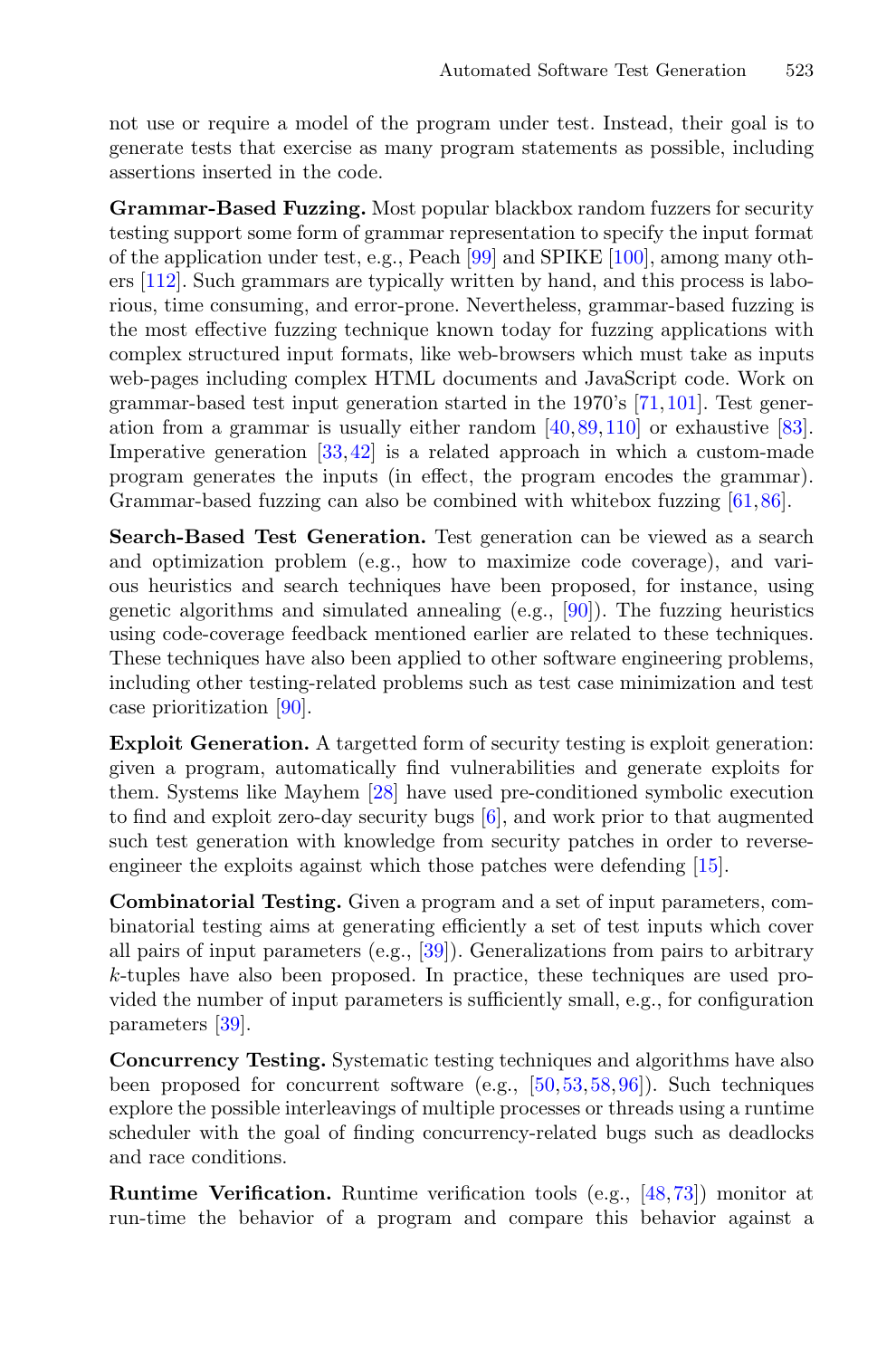not use or require a model of the program under test. Instead, their goal is to generate tests that exercise as many program statements as possible, including assertions inserted in the code.

**Grammar-Based Fuzzing.** Most popular blackbox random fuzzers for security testing support some form of grammar representation to specify the input format of the application under test, e.g., Peach [99] and SPIKE [100], among many others [112]. Such grammars are typically written by hand, and this process is laborious, time consuming, and error-prone. Nevertheless, grammar-based fuzzing is the most effective fuzzing technique known today for fuzzing applications with complex structured input formats, like web-browsers which must take as inputs web-pages including complex HTML documents and JavaScript code. Work on grammar-based test input generation started in the 1970's [71,101]. Test generation from a grammar is usually either random [40,89,110] or exhaustive [83]. Imperative generation [33,42] is a related approach in which a custom-made program generates the inputs (in effect, the program encodes the grammar). Grammar-based fuzzing can also be combined with whitebox fuzzing [61,86].

**Search-Based Test Generation.** Test generation can be viewed as a search and optimization problem (e.g., how to maximize code coverage), and various heuristics and search techniques have been proposed, for instance, using genetic algorithms and simulated annealing (e.g., [90]). The fuzzing heuristics using code-coverage feedback mentioned earlier are related to these techniques. These techniques have also been applied to other software engineering problems, including other testing-related problems such as test case minimization and test case prioritization [90].

**Exploit Generation.** A targetted form of security testing is exploit generation: given a program, automatically find vulnerabilities and generate exploits for them. Systems like Mayhem [28] have used pre-conditioned symbolic execution to find and exploit zero-day security bugs [6], and work prior to that augmented such test generation with knowledge from security patches in order to reverse-engineer the exploits against which those patches were defending [15].

**Combinatorial Testing.** Given a program and a set of input parameters, combinatorial testing aims at generating efficiently a set of test inputs which cover all pairs of input parameters (e.g., [39]). Generalizations from pairs to arbitrary $k$-tuples have also been proposed. In practice, these techniques are used provided the number of input parameters is sufficiently small, e.g., for configuration parameters [39].

**Concurrency Testing.** Systematic testing techniques and algorithms have also been proposed for concurrent software (e.g., [50,53,58,96]). Such techniques explore the possible interleavings of multiple processes or threads using a runtime scheduler with the goal of finding concurrency-related bugs such as deadlocks and race conditions.

**Runtime Verification.** Runtime verification tools (e.g., [48,73]) monitor at run-time the behavior of a program and compare this behavior against a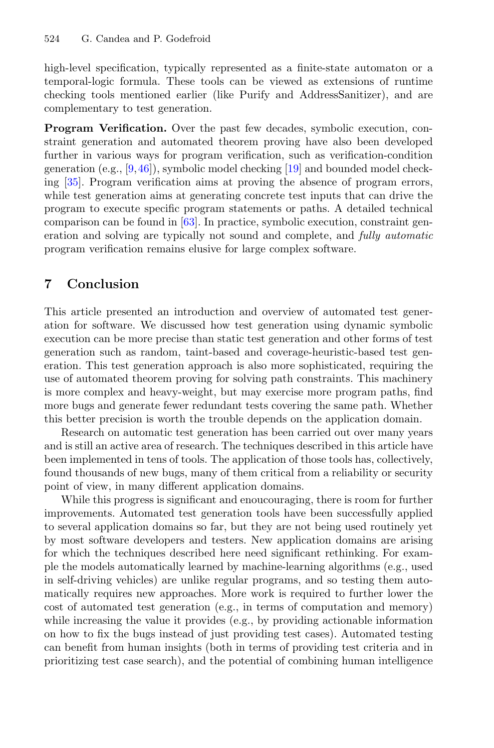high-level specification, typically represented as a finite-state automaton or a temporal-logic formula. These tools can be viewed as extensions of runtime checking tools mentioned earlier (like Purify and AddressSanitizer), and are complementary to test generation.

**Program Verification.** Over the past few decades, symbolic execution, constraint generation and automated theorem proving have also been developed further in various ways for program verification, such as verification-condition generation (e.g., [9,46]), symbolic model checking [19] and bounded model checking [35]. Program verification aims at proving the absence of program errors, while test generation aims at generating concrete test inputs that can drive the program to execute specific program statements or paths. A detailed technical comparison can be found in [63]. In practice, symbolic execution, constraint generation and solving are typically not sound and complete, and *fully automatic* program verification remains elusive for large complex software.

## 7 Conclusion

This article presented an introduction and overview of automated test generation for software. We discussed how test generation using dynamic symbolic execution can be more precise than static test generation and other forms of test generation such as random, taint-based and coverage-heuristic-based test generation. This test generation approach is also more sophisticated, requiring the use of automated theorem proving for solving path constraints. This machinery is more complex and heavy-weight, but may exercise more program paths, find more bugs and generate fewer redundant tests covering the same path. Whether this better precision is worth the trouble depends on the application domain.

Research on automatic test generation has been carried out over many years and is still an active area of research. The techniques described in this article have been implemented in tens of tools. The application of those tools has, collectively, found thousands of new bugs, many of them critical from a reliability or security point of view, in many different application domains.

While this progress is significant and enoucouraging, there is room for further improvements. Automated test generation tools have been successfully applied to several application domains so far, but they are not being used routinely yet by most software developers and testers. New application domains are arising for which the techniques described here need significant rethinking. For example the models automatically learned by machine-learning algorithms (e.g., used in self-driving vehicles) are unlike regular programs, and so testing them automatically requires new approaches. More work is required to further lower the cost of automated test generation (e.g., in terms of computation and memory) while increasing the value it provides (e.g., by providing actionable information on how to fix the bugs instead of just providing test cases). Automated testing can benefit from human insights (both in terms of providing test criteria and in prioritizing test case search), and the potential of combining human intelligence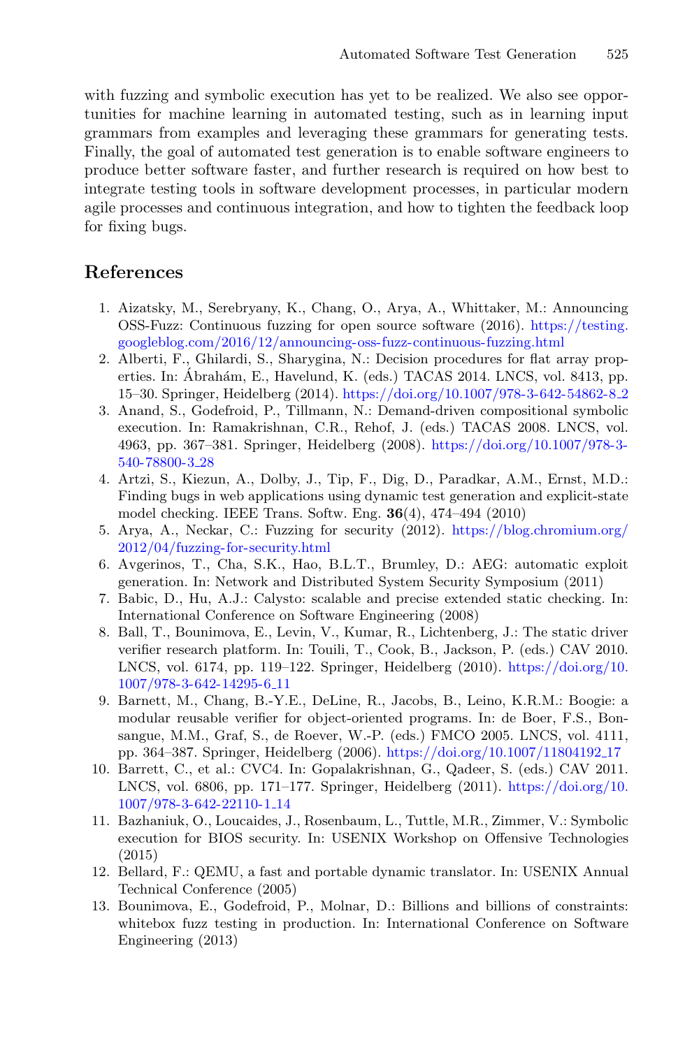with fuzzing and symbolic execution has yet to be realized. We also see opportunities for machine learning in automated testing, such as in learning input grammars from examples and leveraging these grammars for generating tests. Finally, the goal of automated test generation is to enable software engineers to produce better software faster, and further research is required on how best to integrate testing tools in software development processes, in particular modern agile processes and continuous integration, and how to tighten the feedback loop for fixing bugs.

## References

1. Aizatsky, M., Serebryany, K., Chang, O., Arya, A., Whittaker, M.: Announcing OSS-Fuzz: Continuous fuzzing for open source software (2016). https://testing.googleblog.com/2016/12/announcing-oss-fuzz-continuous-fuzzing.html
2. Alberti, F., Ghilardi, S., Sharygina, N.: Decision procedures for flat array properties. In: Ábrahám, E., Havelund, K. (eds.) TACAS 2014. LNCS, vol. 8413, pp. 15–30. Springer, Heidelberg (2014). https://doi.org/10.1007/978-3-642-54862-8_2
3. Anand, S., Godefroid, P., Tillmann, N.: Demand-driven compositional symbolic execution. In: Ramakrishnan, C.R., Rehof, J. (eds.) TACAS 2008. LNCS, vol. 4963, pp. 367–381. Springer, Heidelberg (2008). https://doi.org/10.1007/978-3-540-78800-3_28
4. Artzi, S., Kiezun, A., Dolby, J., Tip, F., Dig, D., Paradkar, A.M., Ernst, M.D.: Finding bugs in web applications using dynamic test generation and explicit-state model checking. IEEE Trans. Softw. Eng. **36**(4), 474–494 (2010)
5. Arya, A., Neckar, C.: Fuzzing for security (2012). https://blog.chromium.org/2012/04/fuzzing-for-security.html
6. Avgerinos, T., Cha, S.K., Hao, B.L.T., Brumley, D.: AEG: automatic exploit generation. In: Network and Distributed System Security Symposium (2011)
7. Babic, D., Hu, A.J.: Calysto: scalable and precise extended static checking. In: International Conference on Software Engineering (2008)
8. Ball, T., Bounimova, E., Levin, V., Kumar, R., Lichtenberg, J.: The static driver verifier research platform. In: Touili, T., Cook, B., Jackson, P. (eds.) CAV 2010. LNCS, vol. 6174, pp. 119–122. Springer, Heidelberg (2010). https://doi.org/10.1007/978-3-642-14295-6_11
9. Barnett, M., Chang, B.-Y.E., DeLine, R., Jacobs, B., Leino, K.R.M.: Boogie: a modular reusable verifier for object-oriented programs. In: de Boer, F.S., Bonsangue, M.M., Graf, S., de Roever, W.-P. (eds.) FMCO 2005. LNCS, vol. 4111, pp. 364–387. Springer, Heidelberg (2006). https://doi.org/10.1007/11804192_17
10. Barrett, C., et al.: CVC4. In: Gopalakrishnan, G., Qadeer, S. (eds.) CAV 2011. LNCS, vol. 6806, pp. 171–177. Springer, Heidelberg (2011). https://doi.org/10.1007/978-3-642-22110-1_14
11. Bazhaniuk, O., Loucaides, J., Rosenbaum, L., Tuttle, M.R., Zimmer, V.: Symbolic execution for BIOS security. In: USENIX Workshop on Offensive Technologies (2015)
12. Bellard, F.: QEMU, a fast and portable dynamic translator. In: USENIX Annual Technical Conference (2005)
13. Bounimova, E., Godefroid, P., Molnar, D.: Billions and billions of constraints: whitebox fuzz testing in production. In: International Conference on Software Engineering (2013)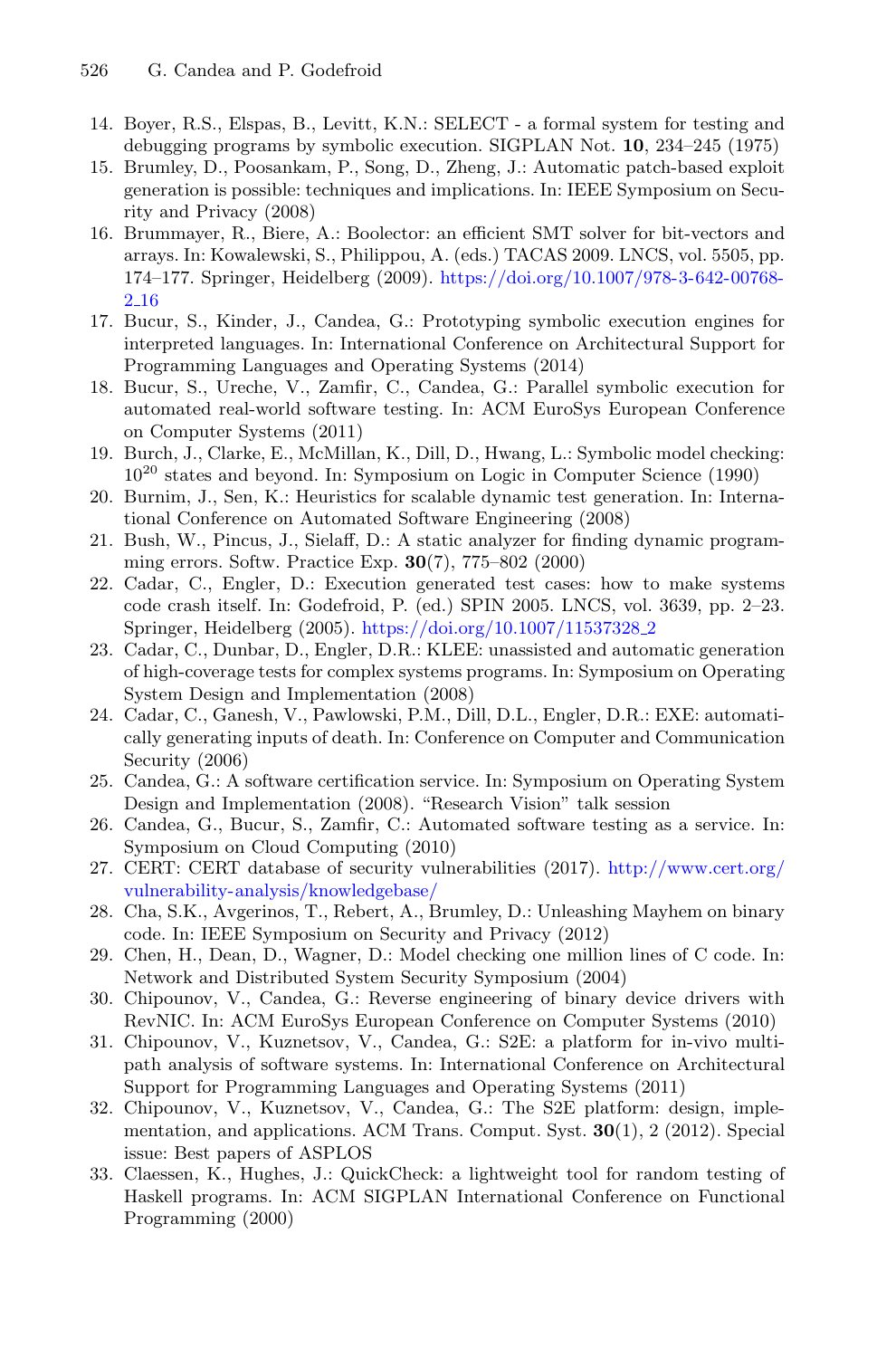14. Boyer, R.S., Elspas, B., Levitt, K.N.: SELECT - a formal system for testing and debugging programs by symbolic execution. SIGPLAN Not. **10**, 234–245 (1975)
15. Brumley, D., Poosankam, P., Song, D., Zheng, J.: Automatic patch-based exploit generation is possible: techniques and implications. In: IEEE Symposium on Security and Privacy (2008)
16. Brummayer, R., Biere, A.: Boolector: an efficient SMT solver for bit-vectors and arrays. In: Kowalewski, S., Philippou, A. (eds.) TACAS 2009. LNCS, vol. 5505, pp. 174–177. Springer, Heidelberg (2009). https://doi.org/10.1007/978-3-642-00768-2_16
17. Bucur, S., Kinder, J., Candea, G.: Prototyping symbolic execution engines for interpreted languages. In: International Conference on Architectural Support for Programming Languages and Operating Systems (2014)
18. Bucur, S., Ureche, V., Zamfir, C., Candea, G.: Parallel symbolic execution for automated real-world software testing. In: ACM EuroSys European Conference on Computer Systems (2011)
19. Burch, J., Clarke, E., McMillan, K., Dill, D., Hwang, L.: Symbolic model checking: $10^{20}$ states and beyond. In: Symposium on Logic in Computer Science (1990)
20. Burnim, J., Sen, K.: Heuristics for scalable dynamic test generation. In: International Conference on Automated Software Engineering (2008)
21. Bush, W., Pincus, J., Sielaff, D.: A static analyzer for finding dynamic programming errors. Softw. Practice Exp. **30**(7), 775–802 (2000)
22. Cadar, C., Engler, D.: Execution generated test cases: how to make systems code crash itself. In: Godefroid, P. (ed.) SPIN 2005. LNCS, vol. 3639, pp. 2–23. Springer, Heidelberg (2005). https://doi.org/10.1007/11537328_2
23. Cadar, C., Dunbar, D., Engler, D.R.: KLEE: unassisted and automatic generation of high-coverage tests for complex systems programs. In: Symposium on Operating System Design and Implementation (2008)
24. Cadar, C., Ganesh, V., Pawlowski, P.M., Dill, D.L., Engler, D.R.: EXE: automatically generating inputs of death. In: Conference on Computer and Communication Security (2006)
25. Candea, G.: A software certification service. In: Symposium on Operating System Design and Implementation (2008). "Research Vision" talk session
26. Candea, G., Bucur, S., Zamfir, C.: Automated software testing as a service. In: Symposium on Cloud Computing (2010)
27. CERT: CERT database of security vulnerabilities (2017). http://www.cert.org/vulnerability-analysis/knowledgebase/
28. Cha, S.K., Avgerinos, T., Rebert, A., Brumley, D.: Unleashing Mayhem on binary code. In: IEEE Symposium on Security and Privacy (2012)
29. Chen, H., Dean, D., Wagner, D.: Model checking one million lines of C code. In: Network and Distributed System Security Symposium (2004)
30. Chipounov, V., Candea, G.: Reverse engineering of binary device drivers with RevNIC. In: ACM EuroSys European Conference on Computer Systems (2010)
31. Chipounov, V., Kuznetsov, V., Candea, G.: S2E: a platform for in-vivo multi-path analysis of software systems. In: International Conference on Architectural Support for Programming Languages and Operating Systems (2011)
32. Chipounov, V., Kuznetsov, V., Candea, G.: The S2E platform: design, implementation, and applications. ACM Trans. Comput. Syst. **30**(1), 2 (2012). Special issue: Best papers of ASPLOS
33. Claessen, K., Hughes, J.: QuickCheck: a lightweight tool for random testing of Haskell programs. In: ACM SIGPLAN International Conference on Functional Programming (2000)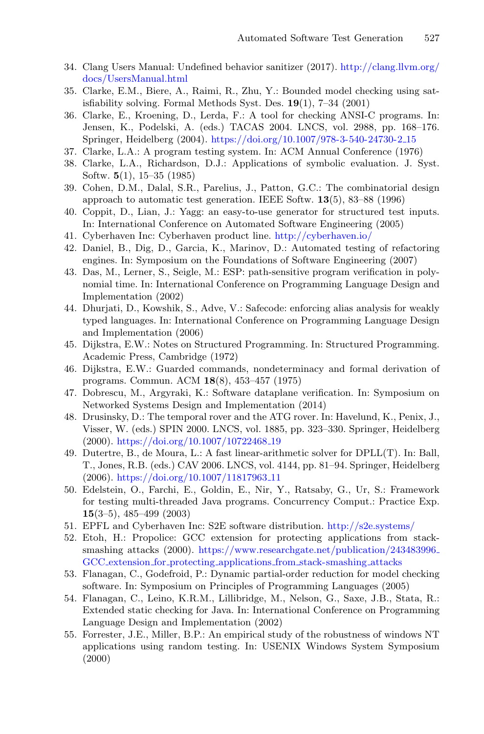34. Clang Users Manual: Undefined behavior sanitizer (2017). http://clang.llvm.org/docs/UsersManual.html
35. Clarke, E.M., Biere, A., Raimi, R., Zhu, Y.: Bounded model checking using satisfiability solving. Formal Methods Syst. Des. **19**(1), 7–34 (2001)
36. Clarke, E., Kroening, D., Lerda, F.: A tool for checking ANSI-C programs. In: Jensen, K., Podelski, A. (eds.) TACAS 2004. LNCS, vol. 2988, pp. 168–176. Springer, Heidelberg (2004). https://doi.org/10.1007/978-3-540-24730-2_15
37. Clarke, L.A.: A program testing system. In: ACM Annual Conference (1976)
38. Clarke, L.A., Richardson, D.J.: Applications of symbolic evaluation. J. Syst. Softw. **5**(1), 15–35 (1985)
39. Cohen, D.M., Dalal, S.R., Parelius, J., Patton, G.C.: The combinatorial design approach to automatic test generation. IEEE Softw. **13**(5), 83–88 (1996)
40. Coppit, D., Lian, J.: Yagg: an easy-to-use generator for structured test inputs. In: International Conference on Automated Software Engineering (2005)
41. Cyberhaven Inc: Cyberhaven product line. http://cyberhaven.io/
42. Daniel, B., Dig, D., Garcia, K., Marinov, D.: Automated testing of refactoring engines. In: Symposium on the Foundations of Software Engineering (2007)
43. Das, M., Lerner, S., Seigle, M.: ESP: path-sensitive program verification in polynomial time. In: International Conference on Programming Language Design and Implementation (2002)
44. Dhurjati, D., Kowshik, S., Adve, V.: Safecode: enforcing alias analysis for weakly typed languages. In: International Conference on Programming Language Design and Implementation (2006)
45. Dijkstra, E.W.: Notes on Structured Programming. In: Structured Programming. Academic Press, Cambridge (1972)
46. Dijkstra, E.W.: Guarded commands, nondeterminacy and formal derivation of programs. Commun. ACM **18**(8), 453–457 (1975)
47. Dobrescu, M., Argyraki, K.: Software dataplane verification. In: Symposium on Networked Systems Design and Implementation (2014)
48. Drusinsky, D.: The temporal rover and the ATG rover. In: Havelund, K., Penix, J., Visser, W. (eds.) SPIN 2000. LNCS, vol. 1885, pp. 323–330. Springer, Heidelberg (2000). https://doi.org/10.1007/10722468_19
49. Dutertre, B., de Moura, L.: A fast linear-arithmetic solver for DPLL(T). In: Ball, T., Jones, R.B. (eds.) CAV 2006. LNCS, vol. 4144, pp. 81–94. Springer, Heidelberg (2006). https://doi.org/10.1007/11817963_11
50. Edelstein, O., Farchi, E., Goldin, E., Nir, Y., Ratsaby, G., Ur, S.: Framework for testing multi-threaded Java programs. Concurrency Comput.: Practice Exp. **15**(3–5), 485–499 (2003)
51. EPFL and Cyberhaven Inc: S2E software distribution. http://s2e.systems/
52. Etoh, H.: Propolice: GCC extension for protecting applications from stack-smashing attacks (2000). https://www.researchgate.net/publication/243483996_GCC_extension_for_protecting_applications_from_stack-smashing_attacks
53. Flanagan, C., Godefroid, P.: Dynamic partial-order reduction for model checking software. In: Symposium on Principles of Programming Languages (2005)
54. Flanagan, C., Leino, K.R.M., Lillibridge, M., Nelson, G., Saxe, J.B., Stata, R.: Extended static checking for Java. In: International Conference on Programming Language Design and Implementation (2002)
55. Forrester, J.E., Miller, B.P.: An empirical study of the robustness of windows NT applications using random testing. In: USENIX Windows System Symposium (2000)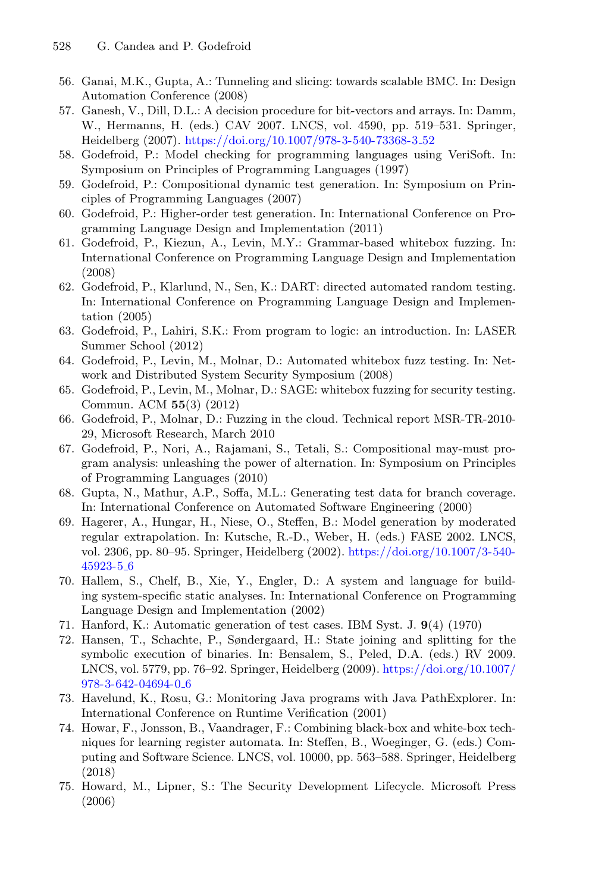56. Ganai, M.K., Gupta, A.: Tunneling and slicing: towards scalable BMC. In: Design Automation Conference (2008)
57. Ganesh, V., Dill, D.L.: A decision procedure for bit-vectors and arrays. In: Damm, W., Hermanns, H. (eds.) CAV 2007. LNCS, vol. 4590, pp. 519–531. Springer, Heidelberg (2007). https://doi.org/10.1007/978-3-540-73368-3_52
58. Godefroid, P.: Model checking for programming languages using VeriSoft. In: Symposium on Principles of Programming Languages (1997)
59. Godefroid, P.: Compositional dynamic test generation. In: Symposium on Principles of Programming Languages (2007)
60. Godefroid, P.: Higher-order test generation. In: International Conference on Programming Language Design and Implementation (2011)
61. Godefroid, P., Kiezun, A., Levin, M.Y.: Grammar-based whitebox fuzzing. In: International Conference on Programming Language Design and Implementation (2008)
62. Godefroid, P., Klarlund, N., Sen, K.: DART: directed automated random testing. In: International Conference on Programming Language Design and Implementation (2005)
63. Godefroid, P., Lahiri, S.K.: From program to logic: an introduction. In: LASER Summer School (2012)
64. Godefroid, P., Levin, M., Molnar, D.: Automated whitebox fuzz testing. In: Network and Distributed System Security Symposium (2008)
65. Godefroid, P., Levin, M., Molnar, D.: SAGE: whitebox fuzzing for security testing. Commun. ACM **55**(3) (2012)
66. Godefroid, P., Molnar, D.: Fuzzing in the cloud. Technical report MSR-TR-2010-29, Microsoft Research, March 2010
67. Godefroid, P., Nori, A., Rajamani, S., Tetali, S.: Compositional may-must program analysis: unleashing the power of alternation. In: Symposium on Principles of Programming Languages (2010)
68. Gupta, N., Mathur, A.P., Soffa, M.L.: Generating test data for branch coverage. In: International Conference on Automated Software Engineering (2000)
69. Hagerer, A., Hungar, H., Niese, O., Steffen, B.: Model generation by moderated regular extrapolation. In: Kutsche, R.-D., Weber, H. (eds.) FASE 2002. LNCS, vol. 2306, pp. 80–95. Springer, Heidelberg (2002). https://doi.org/10.1007/3-540-45923-5_6
70. Hallem, S., Chelf, B., Xie, Y., Engler, D.: A system and language for building system-specific static analyses. In: International Conference on Programming Language Design and Implementation (2002)
71. Hanford, K.: Automatic generation of test cases. IBM Syst. J. **9**(4) (1970)
72. Hansen, T., Schachte, P., Søndergaard, H.: State joining and splitting for the symbolic execution of binaries. In: Bensalem, S., Peled, D.A. (eds.) RV 2009. LNCS, vol. 5779, pp. 76–92. Springer, Heidelberg (2009). https://doi.org/10.1007/978-3-642-04694-0_6
73. Havelund, K., Rosu, G.: Monitoring Java programs with Java PathExplorer. In: International Conference on Runtime Verification (2001)
74. Howar, F., Jonsson, B., Vaandrager, F.: Combining black-box and white-box techniques for learning register automata. In: Steffen, B., Woeginger, G. (eds.) Computing and Software Science. LNCS, vol. 10000, pp. 563–588. Springer, Heidelberg (2018)
75. Howard, M., Lipner, S.: The Security Development Lifecycle. Microsoft Press (2006)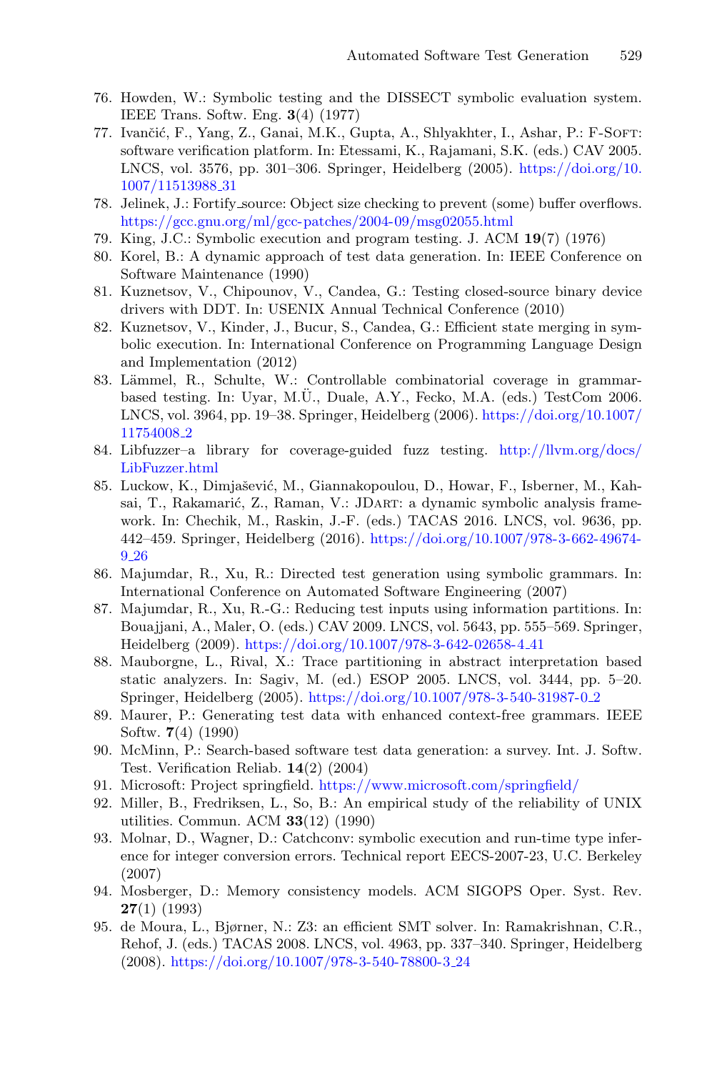76. Howden, W.: Symbolic testing and the DISSECT symbolic evaluation system. IEEE Trans. Softw. Eng. **3**(4) (1977)
77. Ivančić, F., Yang, Z., Ganai, M.K., Gupta, A., Shlyakhter, I., Ashar, P.: F-Soft: software verification platform. In: Etessami, K., Rajamani, S.K. (eds.) CAV 2005. LNCS, vol. 3576, pp. 301–306. Springer, Heidelberg (2005). https://doi.org/10.1007/11513988_31
78. Jelinek, J.: Fortify_source: Object size checking to prevent (some) buffer overflows. https://gcc.gnu.org/ml/gcc-patches/2004-09/msg02055.html
79. King, J.C.: Symbolic execution and program testing. J. ACM **19**(7) (1976)
80. Korel, B.: A dynamic approach of test data generation. In: IEEE Conference on Software Maintenance (1990)
81. Kuznetsov, V., Chipounov, V., Candea, G.: Testing closed-source binary device drivers with DDT. In: USENIX Annual Technical Conference (2010)
82. Kuznetsov, V., Kinder, J., Bucur, S., Candea, G.: Efficient state merging in symbolic execution. In: International Conference on Programming Language Design and Implementation (2012)
83. Lämmel, R., Schulte, W.: Controllable combinatorial coverage in grammar-based testing. In: Uyar, M.Ü., Duale, A.Y., Fecko, M.A. (eds.) TestCom 2006. LNCS, vol. 3964, pp. 19–38. Springer, Heidelberg (2006). https://doi.org/10.1007/11754008_2
84. Libfuzzer–a library for coverage-guided fuzz testing. http://llvm.org/docs/LibFuzzer.html
85. Luckow, K., Dimjašević, M., Giannakopoulou, D., Howar, F., Isberner, M., Kahsai, T., Rakamarić, Z., Raman, V.: JDart: a dynamic symbolic analysis framework. In: Chechik, M., Raskin, J.-F. (eds.) TACAS 2016. LNCS, vol. 9636, pp. 442–459. Springer, Heidelberg (2016). https://doi.org/10.1007/978-3-662-49674-9_26
86. Majumdar, R., Xu, R.: Directed test generation using symbolic grammars. In: International Conference on Automated Software Engineering (2007)
87. Majumdar, R., Xu, R.-G.: Reducing test inputs using information partitions. In: Bouajjani, A., Maler, O. (eds.) CAV 2009. LNCS, vol. 5643, pp. 555–569. Springer, Heidelberg (2009). https://doi.org/10.1007/978-3-642-02658-4_41
88. Mauborgne, L., Rival, X.: Trace partitioning in abstract interpretation based static analyzers. In: Sagiv, M. (ed.) ESOP 2005. LNCS, vol. 3444, pp. 5–20. Springer, Heidelberg (2005). https://doi.org/10.1007/978-3-540-31987-0_2
89. Maurer, P.: Generating test data with enhanced context-free grammars. IEEE Softw. **7**(4) (1990)
90. McMinn, P.: Search-based software test data generation: a survey. Int. J. Softw. Test. Verification Reliab. **14**(2) (2004)
91. Microsoft: Project springfield. https://www.microsoft.com/springfield/
92. Miller, B., Fredriksen, L., So, B.: An empirical study of the reliability of UNIX utilities. Commun. ACM **33**(12) (1990)
93. Molnar, D., Wagner, D.: Catchconv: symbolic execution and run-time type inference for integer conversion errors. Technical report EECS-2007-23, U.C. Berkeley (2007)
94. Mosberger, D.: Memory consistency models. ACM SIGOPS Oper. Syst. Rev. **27**(1) (1993)
95. de Moura, L., Bjørner, N.: Z3: an efficient SMT solver. In: Ramakrishnan, C.R., Rehof, J. (eds.) TACAS 2008. LNCS, vol. 4963, pp. 337–340. Springer, Heidelberg (2008). https://doi.org/10.1007/978-3-540-78800-3_24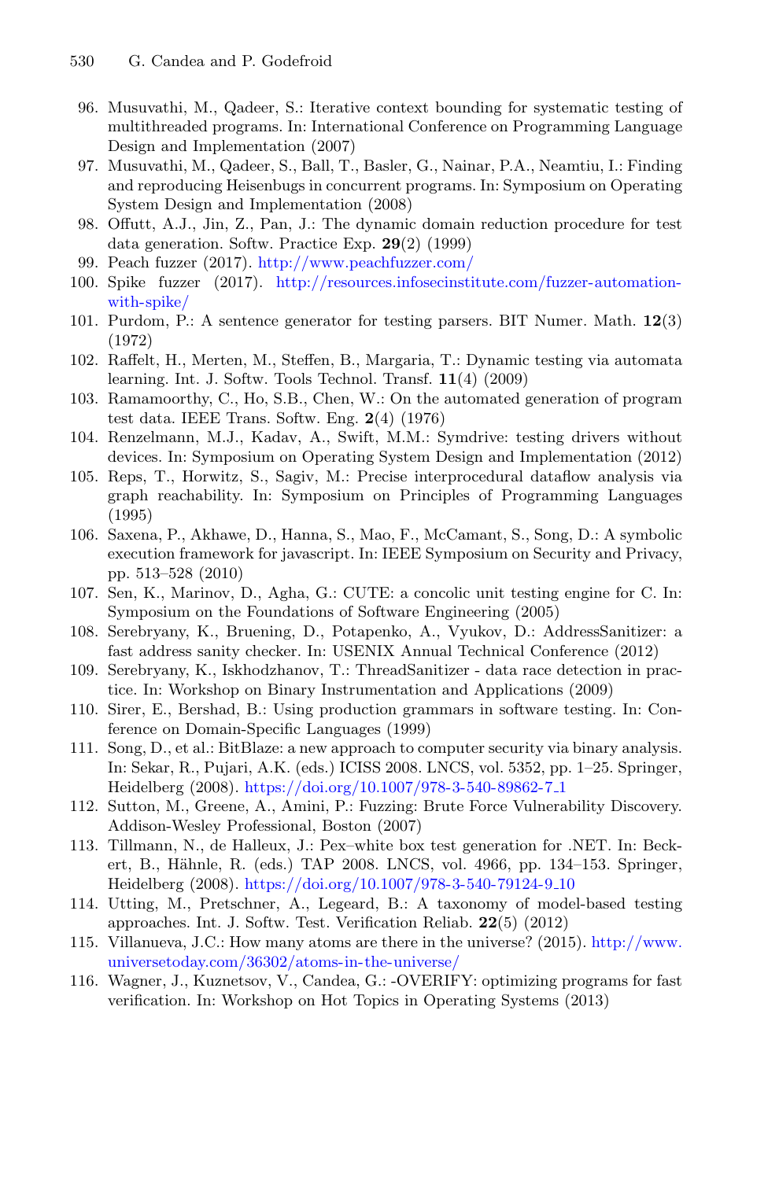96. Musuvathi, M., Qadeer, S.: Iterative context bounding for systematic testing of multithreaded programs. In: International Conference on Programming Language Design and Implementation (2007)
97. Musuvathi, M., Qadeer, S., Ball, T., Basler, G., Nainar, P.A., Neamtiu, I.: Finding and reproducing Heisenbugs in concurrent programs. In: Symposium on Operating System Design and Implementation (2008)
98. Offutt, A.J., Jin, Z., Pan, J.: The dynamic domain reduction procedure for test data generation. Softw. Practice Exp. **29**(2) (1999)
99. Peach fuzzer (2017). http://www.peachfuzzer.com/
100. Spike fuzzer (2017). http://resources.infosecinstitute.com/fuzzer-automation-with-spike/
101. Purdom, P.: A sentence generator for testing parsers. BIT Numer. Math. **12**(3) (1972)
102. Raffelt, H., Merten, M., Steffen, B., Margaria, T.: Dynamic testing via automata learning. Int. J. Softw. Tools Technol. Transf. **11**(4) (2009)
103. Ramamoorthy, C., Ho, S.B., Chen, W.: On the automated generation of program test data. IEEE Trans. Softw. Eng. **2**(4) (1976)
104. Renzelmann, M.J., Kadav, A., Swift, M.M.: Symdrive: testing drivers without devices. In: Symposium on Operating System Design and Implementation (2012)
105. Reps, T., Horwitz, S., Sagiv, M.: Precise interprocedural dataflow analysis via graph reachability. In: Symposium on Principles of Programming Languages (1995)
106. Saxena, P., Akhawe, D., Hanna, S., Mao, F., McCamant, S., Song, D.: A symbolic execution framework for javascript. In: IEEE Symposium on Security and Privacy, pp. 513–528 (2010)
107. Sen, K., Marinov, D., Agha, G.: CUTE: a concolic unit testing engine for C. In: Symposium on the Foundations of Software Engineering (2005)
108. Serebryany, K., Bruening, D., Potapenko, A., Vyukov, D.: AddressSanitizer: a fast address sanity checker. In: USENIX Annual Technical Conference (2012)
109. Serebryany, K., Iskhodzhanov, T.: ThreadSanitizer - data race detection in practice. In: Workshop on Binary Instrumentation and Applications (2009)
110. Sirer, E., Bershad, B.: Using production grammars in software testing. In: Conference on Domain-Specific Languages (1999)
111. Song, D., et al.: BitBlaze: a new approach to computer security via binary analysis. In: Sekar, R., Pujari, A.K. (eds.) ICISS 2008. LNCS, vol. 5352, pp. 1–25. Springer, Heidelberg (2008). https://doi.org/10.1007/978-3-540-89862-7_1
112. Sutton, M., Greene, A., Amini, P.: Fuzzing: Brute Force Vulnerability Discovery. Addison-Wesley Professional, Boston (2007)
113. Tillmann, N., de Halleux, J.: Pex–white box test generation for .NET. In: Beckert, B., Hähnle, R. (eds.) TAP 2008. LNCS, vol. 4966, pp. 134–153. Springer, Heidelberg (2008). https://doi.org/10.1007/978-3-540-79124-9_10
114. Utting, M., Pretschner, A., Legeard, B.: A taxonomy of model-based testing approaches. Int. J. Softw. Test. Verification Reliab. **22**(5) (2012)
115. Villanueva, J.C.: How many atoms are there in the universe? (2015). http://www.universetoday.com/36302/atoms-in-the-universe/
116. Wagner, J., Kuznetsov, V., Candea, G.: -OVERIFY: optimizing programs for fast verification. In: Workshop on Hot Topics in Operating Systems (2013)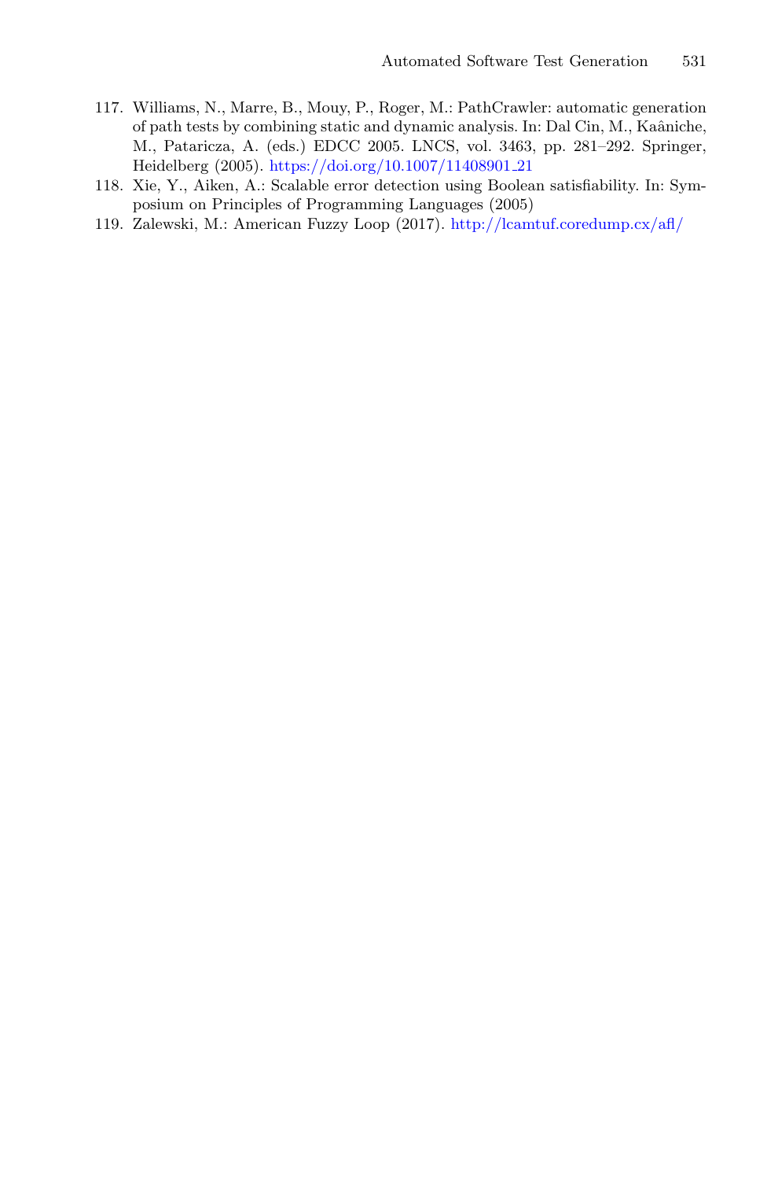117. Williams, N., Marre, B., Mouy, P., Roger, M.: PathCrawler: automatic generation of path tests by combining static and dynamic analysis. In: Dal Cin, M., Kaâniche, M., Pataricza, A. (eds.) EDCC 2005. LNCS, vol. 3463, pp. 281–292. Springer, Heidelberg (2005). https://doi.org/10.1007/11408901_21
118. Xie, Y., Aiken, A.: Scalable error detection using Boolean satisfiability. In: Symposium on Principles of Programming Languages (2005)
119. Zalewski, M.: American Fuzzy Loop (2017). http://lcamtuf.coredump.cx/afl/